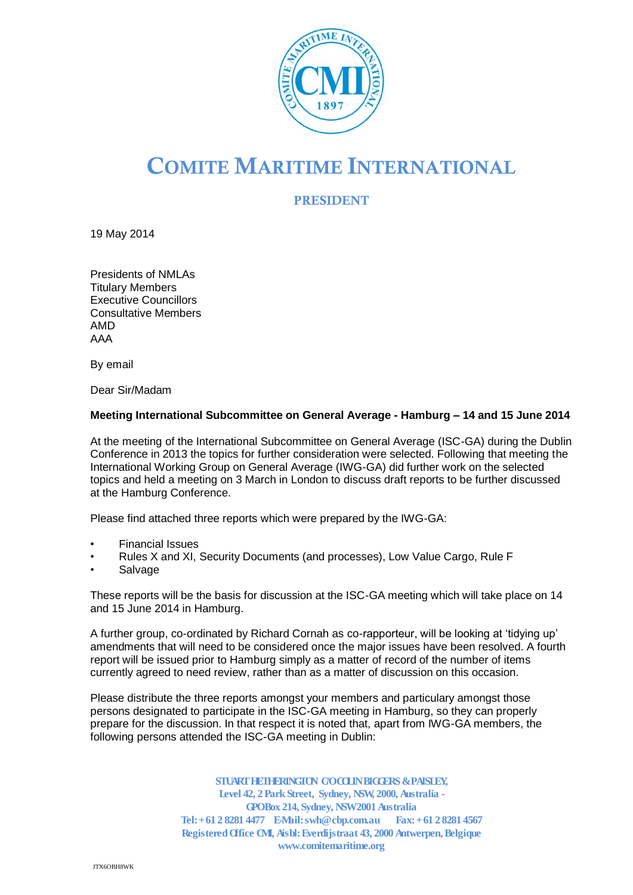# COMITE MARITIME INTERNATIONAL

## PRESIDENT

19 May 2014

Presidents of NMLAs
Titulary Members
Executive Councillors
Consultative Members
AMD
AAA

By email

Dear Sir/Madam

**Meeting International Subcommittee on General Average - Hamburg – 14 and 15 June 2014**

At the meeting of the International Subcommittee on General Average (ISC-GA) during the Dublin Conference in 2013 the topics for further consideration were selected. Following that meeting the International Working Group on General Average (IWG-GA) did further work on the selected topics and held a meeting on 3 March in London to discuss draft reports to be further discussed at the Hamburg Conference.

Please find attached three reports which were prepared by the IWG-GA:

- Financial Issues
- Rules X and XI, Security Documents (and processes), Low Value Cargo, Rule F
- Salvage

These reports will be the basis for discussion at the ISC-GA meeting which will take place on 14 and 15 June 2014 in Hamburg.

A further group, co-ordinated by Richard Cornah as co-rapporteur, will be looking at 'tidying up' amendments that will need to be considered once the major issues have been resolved. A fourth report will be issued prior to Hamburg simply as a matter of record of the number of items currently agreed to need review, rather than as a matter of discussion on this occasion.

Please distribute the three reports amongst your members and particulary amongst those persons designated to participate in the ISC-GA meeting in Hamburg, so they can properly prepare for the discussion. In that respect it is noted that, apart from IWG-GA members, the following persons attended the ISC-GA meeting in Dublin:

STUART HETHERINGTON C/O COLIN BIGGERS & PAISLEY,
Level 42, 2 Park Street, Sydney, NSW, 2000, Australia -
GPO Box 214, Sydney, NSW 2001 Australia
Tel: +61 2 8281 4477 E-Mail: swh@cbp.com.au Fax: +61 2 8281 4567
Registered Office CMI, Aisbl: Everdijstraat 43, 2000 Antwerpen, Belgique
www.comitemaritime.org

JTX6OBH8WK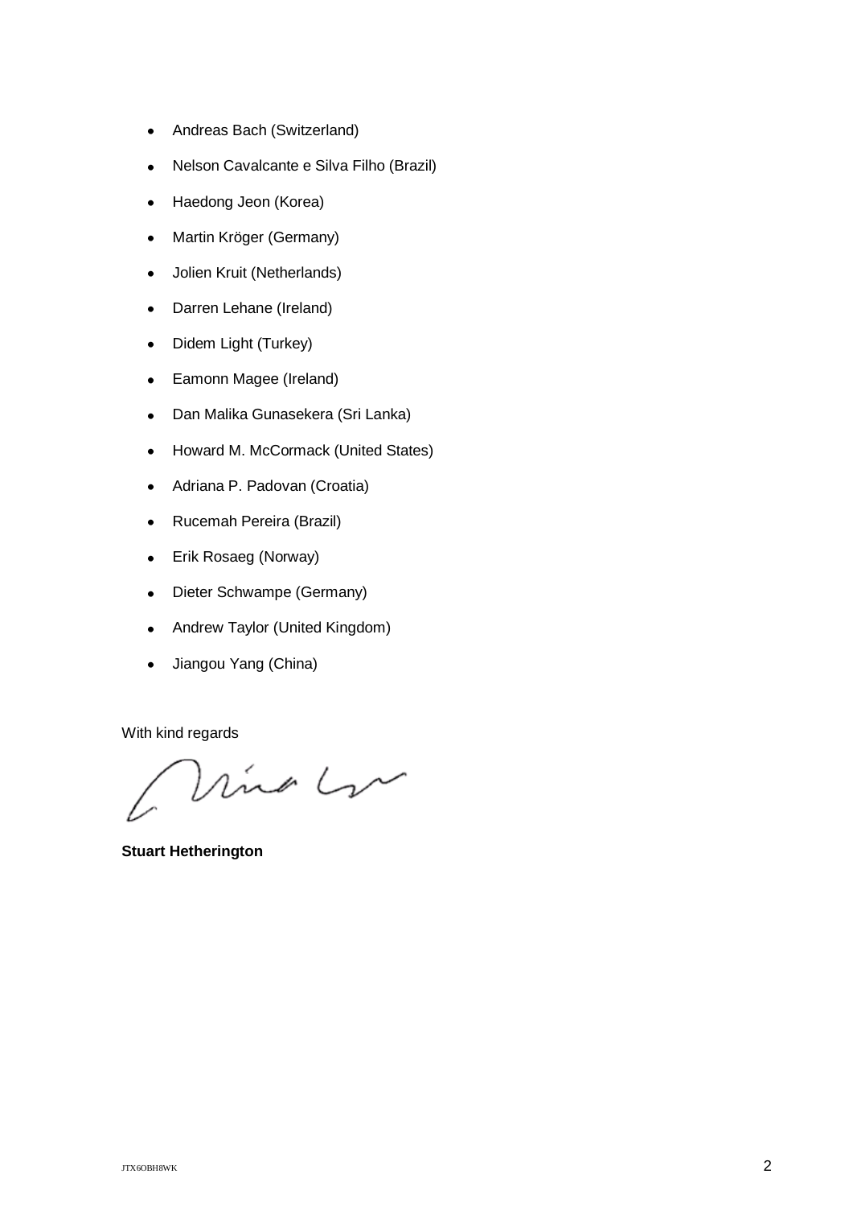- Andreas Bach (Switzerland)
- Nelson Cavalcante e Silva Filho (Brazil)
- Haedong Jeon (Korea)
- Martin Kröger (Germany)
- Jolien Kruit (Netherlands)
- Darren Lehane (Ireland)
- Didem Light (Turkey)
- Eamonn Magee (Ireland)
- Dan Malika Gunasekera (Sri Lanka)
- Howard M. McCormack (United States)
- Adriana P. Padovan (Croatia)
- Rucemah Pereira (Brazil)
- Erik Rosaeg (Norway)
- Dieter Schwampe (Germany)
- Andrew Taylor (United Kingdom)
- Jiangou Yang (China)

With kind regards

**Stuart Hetherington**

JTX6OBH8WK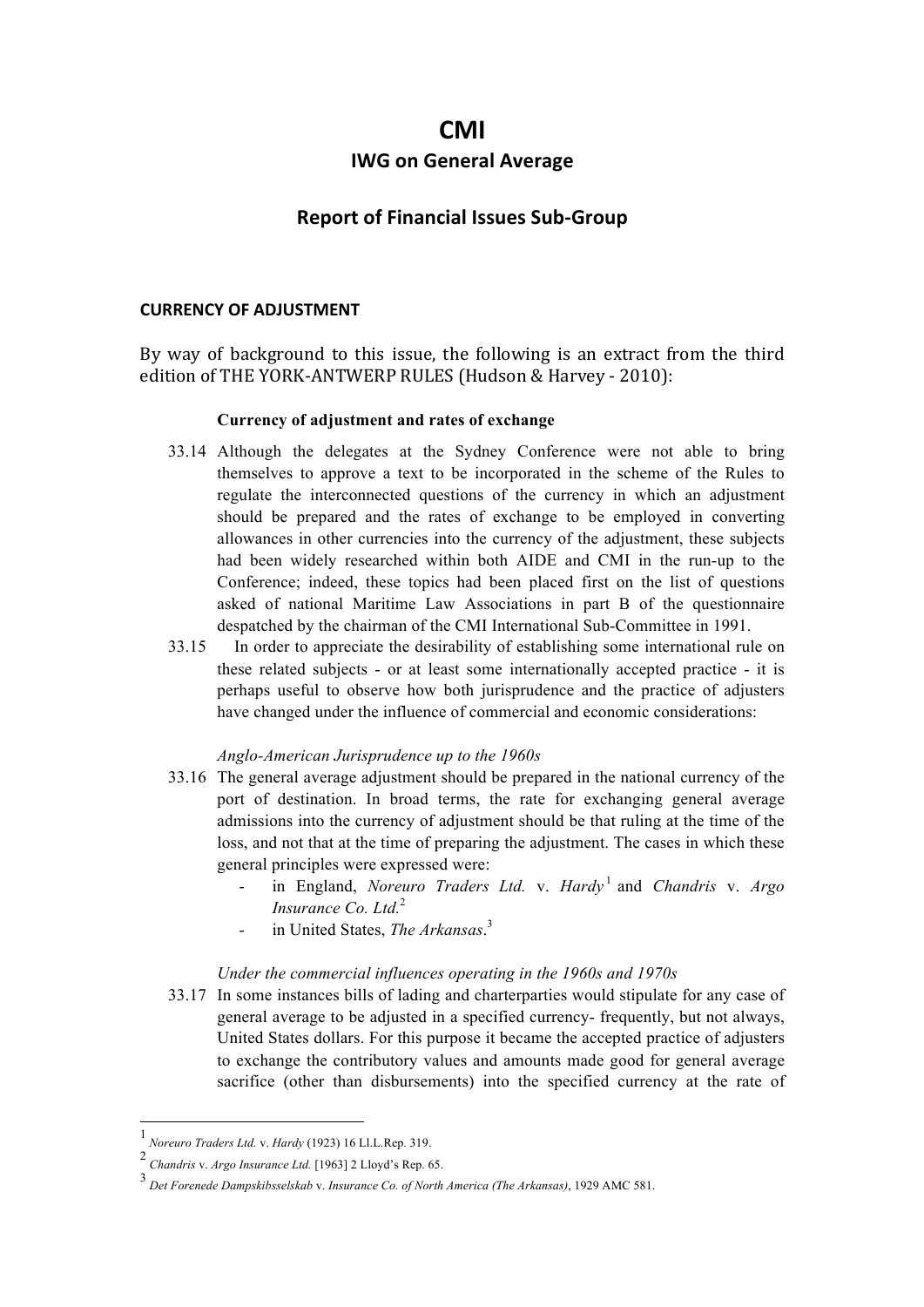# CMI

## IWG on General Average

## Report of Financial Issues Sub-Group

### CURRENCY OF ADJUSTMENT

By way of background to this issue, the following is an extract from the third edition of THE YORK-ANTWERP RULES (Hudson & Harvey - 2010):

**Currency of adjustment and rates of exchange**

33.14 Although the delegates at the Sydney Conference were not able to bring themselves to approve a text to be incorporated in the scheme of the Rules to regulate the interconnected questions of the currency in which an adjustment should be prepared and the rates of exchange to be employed in converting allowances in other currencies into the currency of the adjustment, these subjects had been widely researched within both AIDE and CMI in the run-up to the Conference; indeed, these topics had been placed first on the list of questions asked of national Maritime Law Associations in part B of the questionnaire despatched by the chairman of the CMI International Sub-Committee in 1991.

33.15 In order to appreciate the desirability of establishing some international rule on these related subjects - or at least some internationally accepted practice - it is perhaps useful to observe how both jurisprudence and the practice of adjusters have changed under the influence of commercial and economic considerations:

*Anglo-American Jurisprudence up to the 1960s*

33.16 The general average adjustment should be prepared in the national currency of the port of destination. In broad terms, the rate for exchanging general average admissions into the currency of adjustment should be that ruling at the time of the loss, and not that at the time of preparing the adjustment. The cases in which these general principles were expressed were:

- in England, *Noreuro Traders Ltd.* v. *Hardy*[1] and *Chandris* v. *Argo Insurance Co. Ltd.*[2]
- in United States, *The Arkansas*.[3]

*Under the commercial influences operating in the 1960s and 1970s*

33.17 In some instances bills of lading and charterparties would stipulate for any case of general average to be adjusted in a specified currency- frequently, but not always, United States dollars. For this purpose it became the accepted practice of adjusters to exchange the contributory values and amounts made good for general average sacrifice (other than disbursements) into the specified currency at the rate of

---

[1] *Noreuro Traders Ltd.* v. *Hardy* (1923) 16 Ll.L.Rep. 319.

[2] *Chandris* v. *Argo Insurance Ltd.* [1963] 2 Lloyd's Rep. 65.

[3] *Det Forenede Dampskibsselskab* v. *Insurance Co. of North America (The Arkansas)*, 1929 AMC 581.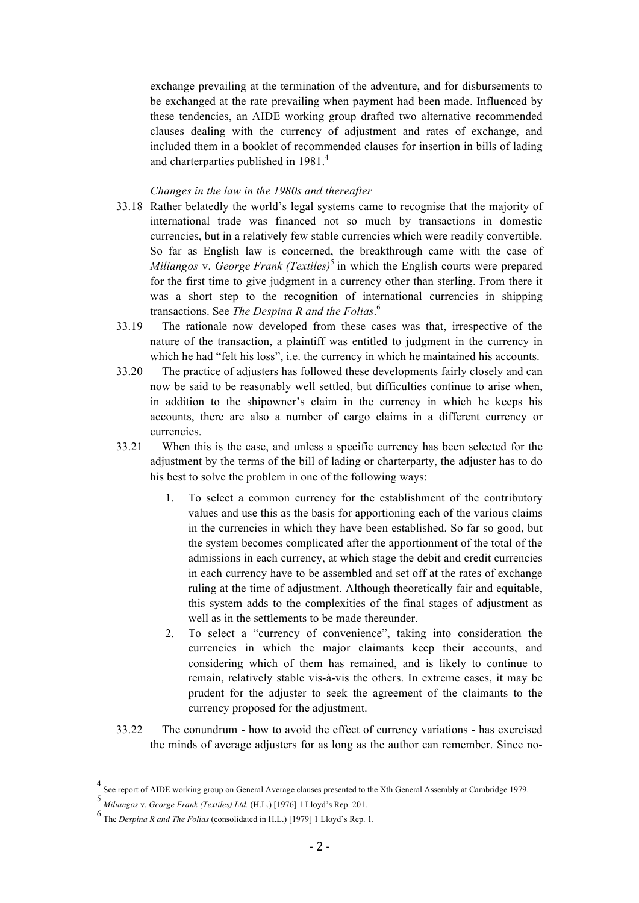exchange prevailing at the termination of the adventure, and for disbursements to be exchanged at the rate prevailing when payment had been made. Influenced by these tendencies, an AIDE working group drafted two alternative recommended clauses dealing with the currency of adjustment and rates of exchange, and included them in a booklet of recommended clauses for insertion in bills of lading and charterparties published in 1981.[4]

*Changes in the law in the 1980s and thereafter*

33.18 Rather belatedly the world's legal systems came to recognise that the majority of international trade was financed not so much by transactions in domestic currencies, but in a relatively few stable currencies which were readily convertible. So far as English law is concerned, the breakthrough came with the case of *Miliangos* v. *George Frank (Textiles)*[5] in which the English courts were prepared for the first time to give judgment in a currency other than sterling. From there it was a short step to the recognition of international currencies in shipping transactions. See *The Despina R and the Folias*.[6]

33.19 The rationale now developed from these cases was that, irrespective of the nature of the transaction, a plaintiff was entitled to judgment in the currency in which he had "felt his loss", i.e. the currency in which he maintained his accounts.

33.20 The practice of adjusters has followed these developments fairly closely and can now be said to be reasonably well settled, but difficulties continue to arise when, in addition to the shipowner's claim in the currency in which he keeps his accounts, there are also a number of cargo claims in a different currency or currencies.

33.21 When this is the case, and unless a specific currency has been selected for the adjustment by the terms of the bill of lading or charterparty, the adjuster has to do his best to solve the problem in one of the following ways:

1. To select a common currency for the establishment of the contributory values and use this as the basis for apportioning each of the various claims in the currencies in which they have been established. So far so good, but the system becomes complicated after the apportionment of the total of the admissions in each currency, at which stage the debit and credit currencies in each currency have to be assembled and set off at the rates of exchange ruling at the time of adjustment. Although theoretically fair and equitable, this system adds to the complexities of the final stages of adjustment as well as in the settlements to be made thereunder.
2. To select a "currency of convenience", taking into consideration the currencies in which the major claimants keep their accounts, and considering which of them has remained, and is likely to continue to remain, relatively stable vis-à-vis the others. In extreme cases, it may be prudent for the adjuster to seek the agreement of the claimants to the currency proposed for the adjustment.

33.22 The conundrum - how to avoid the effect of currency variations - has exercised the minds of average adjusters for as long as the author can remember. Since no-

---

[4] See report of AIDE working group on General Average clauses presented to the Xth General Assembly at Cambridge 1979.

[5] *Miliangos* v. *George Frank (Textiles) Ltd.* (H.L.) [1976] 1 Lloyd's Rep. 201.

[6] The *Despina R and The Folias* (consolidated in H.L.) [1979] 1 Lloyd's Rep. 1.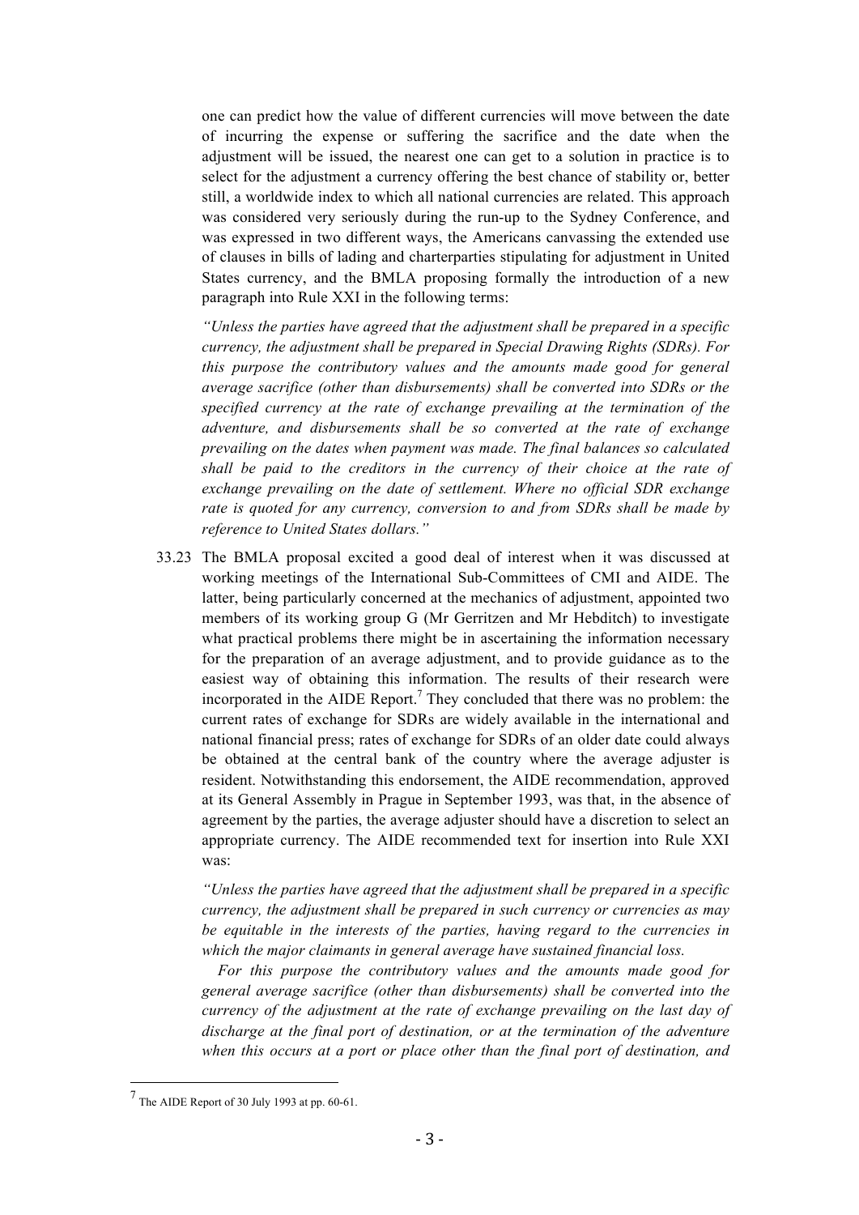one can predict how the value of different currencies will move between the date of incurring the expense or suffering the sacrifice and the date when the adjustment will be issued, the nearest one can get to a solution in practice is to select for the adjustment a currency offering the best chance of stability or, better still, a worldwide index to which all national currencies are related. This approach was considered very seriously during the run-up to the Sydney Conference, and was expressed in two different ways, the Americans canvassing the extended use of clauses in bills of lading and charterparties stipulating for adjustment in United States currency, and the BMLA proposing formally the introduction of a new paragraph into Rule XXI in the following terms:

*"Unless the parties have agreed that the adjustment shall be prepared in a specific currency, the adjustment shall be prepared in Special Drawing Rights (SDRs). For this purpose the contributory values and the amounts made good for general average sacrifice (other than disbursements) shall be converted into SDRs or the specified currency at the rate of exchange prevailing at the termination of the adventure, and disbursements shall be so converted at the rate of exchange prevailing on the dates when payment was made. The final balances so calculated shall be paid to the creditors in the currency of their choice at the rate of exchange prevailing on the date of settlement. Where no official SDR exchange rate is quoted for any currency, conversion to and from SDRs shall be made by reference to United States dollars."*

33.23 The BMLA proposal excited a good deal of interest when it was discussed at working meetings of the International Sub-Committees of CMI and AIDE. The latter, being particularly concerned at the mechanics of adjustment, appointed two members of its working group G (Mr Gerritzen and Mr Hebditch) to investigate what practical problems there might be in ascertaining the information necessary for the preparation of an average adjustment, and to provide guidance as to the easiest way of obtaining this information. The results of their research were incorporated in the AIDE Report.[7] They concluded that there was no problem: the current rates of exchange for SDRs are widely available in the international and national financial press; rates of exchange for SDRs of an older date could always be obtained at the central bank of the country where the average adjuster is resident. Notwithstanding this endorsement, the AIDE recommendation, approved at its General Assembly in Prague in September 1993, was that, in the absence of agreement by the parties, the average adjuster should have a discretion to select an appropriate currency. The AIDE recommended text for insertion into Rule XXI was:

*"Unless the parties have agreed that the adjustment shall be prepared in a specific currency, the adjustment shall be prepared in such currency or currencies as may be equitable in the interests of the parties, having regard to the currencies in which the major claimants in general average have sustained financial loss.*

*For this purpose the contributory values and the amounts made good for general average sacrifice (other than disbursements) shall be converted into the currency of the adjustment at the rate of exchange prevailing on the last day of discharge at the final port of destination, or at the termination of the adventure when this occurs at a port or place other than the final port of destination, and*

---

[7] The AIDE Report of 30 July 1993 at pp. 60-61.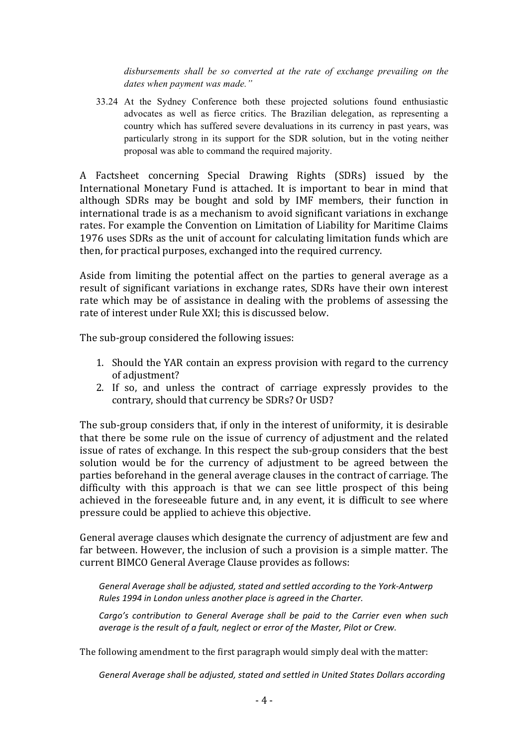> *disbursements shall be so converted at the rate of exchange prevailing on the dates when payment was made."*

> 33.24 At the Sydney Conference both these projected solutions found enthusiastic advocates as well as fierce critics. The Brazilian delegation, as representing a country which has suffered severe devaluations in its currency in past years, was particularly strong in its support for the SDR solution, but in the voting neither proposal was able to command the required majority.

A Factsheet concerning Special Drawing Rights (SDRs) issued by the International Monetary Fund is attached. It is important to bear in mind that although SDRs may be bought and sold by IMF members, their function in international trade is as a mechanism to avoid significant variations in exchange rates. For example the Convention on Limitation of Liability for Maritime Claims 1976 uses SDRs as the unit of account for calculating limitation funds which are then, for practical purposes, exchanged into the required currency.

Aside from limiting the potential affect on the parties to general average as a result of significant variations in exchange rates, SDRs have their own interest rate which may be of assistance in dealing with the problems of assessing the rate of interest under Rule XXI; this is discussed below.

The sub-group considered the following issues:

1. Should the YAR contain an express provision with regard to the currency of adjustment?
2. If so, and unless the contract of carriage expressly provides to the contrary, should that currency be SDRs? Or USD?

The sub-group considers that, if only in the interest of uniformity, it is desirable that there be some rule on the issue of currency of adjustment and the related issue of rates of exchange. In this respect the sub-group considers that the best solution would be for the currency of adjustment to be agreed between the parties beforehand in the general average clauses in the contract of carriage. The difficulty with this approach is that we can see little prospect of this being achieved in the foreseeable future and, in any event, it is difficult to see where pressure could be applied to achieve this objective.

General average clauses which designate the currency of adjustment are few and far between. However, the inclusion of such a provision is a simple matter. The current BIMCO General Average Clause provides as follows:

> *General Average shall be adjusted, stated and settled according to the York-Antwerp Rules 1994 in London unless another place is agreed in the Charter.*
>
> *Cargo's contribution to General Average shall be paid to the Carrier even when such average is the result of a fault, neglect or error of the Master, Pilot or Crew.*

The following amendment to the first paragraph would simply deal with the matter:

> *General Average shall be adjusted, stated and settled in United States Dollars according*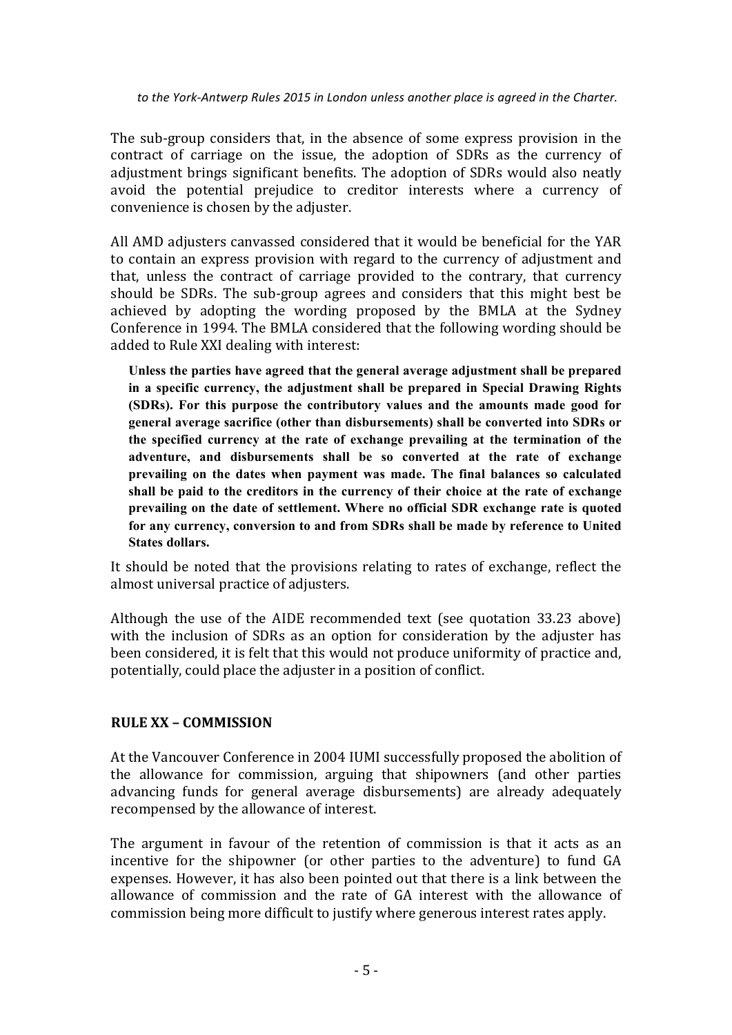*to the York-Antwerp Rules 2015 in London unless another place is agreed in the Charter.*

The sub-group considers that, in the absence of some express provision in the contract of carriage on the issue, the adoption of SDRs as the currency of adjustment brings significant benefits. The adoption of SDRs would also neatly avoid the potential prejudice to creditor interests where a currency of convenience is chosen by the adjuster.

All AMD adjusters canvassed considered that it would be beneficial for the YAR to contain an express provision with regard to the currency of adjustment and that, unless the contract of carriage provided to the contrary, that currency should be SDRs. The sub-group agrees and considers that this might best be achieved by adopting the wording proposed by the BMLA at the Sydney Conference in 1994. The BMLA considered that the following wording should be added to Rule XXI dealing with interest:

> **Unless the parties have agreed that the general average adjustment shall be prepared in a specific currency, the adjustment shall be prepared in Special Drawing Rights (SDRs). For this purpose the contributory values and the amounts made good for general average sacrifice (other than disbursements) shall be converted into SDRs or the specified currency at the rate of exchange prevailing at the termination of the adventure, and disbursements shall be so converted at the rate of exchange prevailing on the dates when payment was made. The final balances so calculated shall be paid to the creditors in the currency of their choice at the rate of exchange prevailing on the date of settlement. Where no official SDR exchange rate is quoted for any currency, conversion to and from SDRs shall be made by reference to United States dollars.**

It should be noted that the provisions relating to rates of exchange, reflect the almost universal practice of adjusters.

Although the use of the AIDE recommended text (see quotation 33.23 above) with the inclusion of SDRs as an option for consideration by the adjuster has been considered, it is felt that this would not produce uniformity of practice and, potentially, could place the adjuster in a position of conflict.

## RULE XX – COMMISSION

At the Vancouver Conference in 2004 IUMI successfully proposed the abolition of the allowance for commission, arguing that shipowners (and other parties advancing funds for general average disbursements) are already adequately recompensed by the allowance of interest.

The argument in favour of the retention of commission is that it acts as an incentive for the shipowner (or other parties to the adventure) to fund GA expenses. However, it has also been pointed out that there is a link between the allowance of commission and the rate of GA interest with the allowance of commission being more difficult to justify where generous interest rates apply.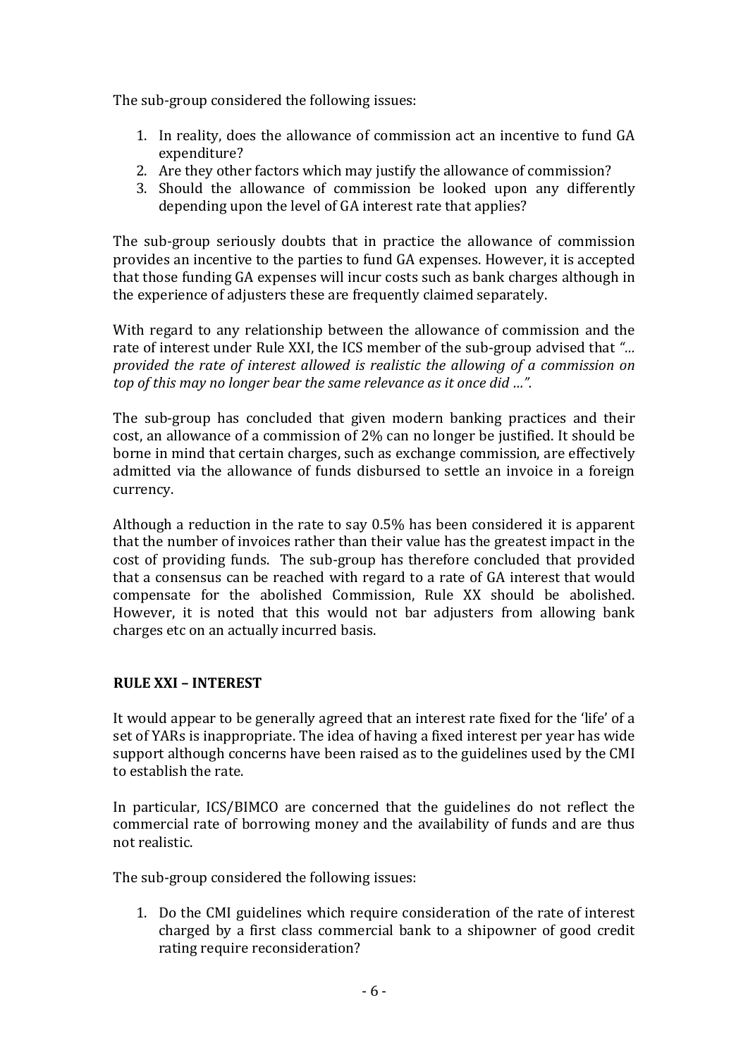The sub-group considered the following issues:

1. In reality, does the allowance of commission act an incentive to fund GA expenditure?
2. Are they other factors which may justify the allowance of commission?
3. Should the allowance of commission be looked upon any differently depending upon the level of GA interest rate that applies?

The sub-group seriously doubts that in practice the allowance of commission provides an incentive to the parties to fund GA expenses. However, it is accepted that those funding GA expenses will incur costs such as bank charges although in the experience of adjusters these are frequently claimed separately.

With regard to any relationship between the allowance of commission and the rate of interest under Rule XXI, the ICS member of the sub-group advised that *"… provided the rate of interest allowed is realistic the allowing of a commission on top of this may no longer bear the same relevance as it once did …".*

The sub-group has concluded that given modern banking practices and their cost, an allowance of a commission of 2% can no longer be justified. It should be borne in mind that certain charges, such as exchange commission, are effectively admitted via the allowance of funds disbursed to settle an invoice in a foreign currency.

Although a reduction in the rate to say 0.5% has been considered it is apparent that the number of invoices rather than their value has the greatest impact in the cost of providing funds. The sub-group has therefore concluded that provided that a consensus can be reached with regard to a rate of GA interest that would compensate for the abolished Commission, Rule XX should be abolished. However, it is noted that this would not bar adjusters from allowing bank charges etc on an actually incurred basis.

## RULE XXI – INTEREST

It would appear to be generally agreed that an interest rate fixed for the 'life' of a set of YARs is inappropriate. The idea of having a fixed interest per year has wide support although concerns have been raised as to the guidelines used by the CMI to establish the rate.

In particular, ICS/BIMCO are concerned that the guidelines do not reflect the commercial rate of borrowing money and the availability of funds and are thus not realistic.

The sub-group considered the following issues:

1. Do the CMI guidelines which require consideration of the rate of interest charged by a first class commercial bank to a shipowner of good credit rating require reconsideration?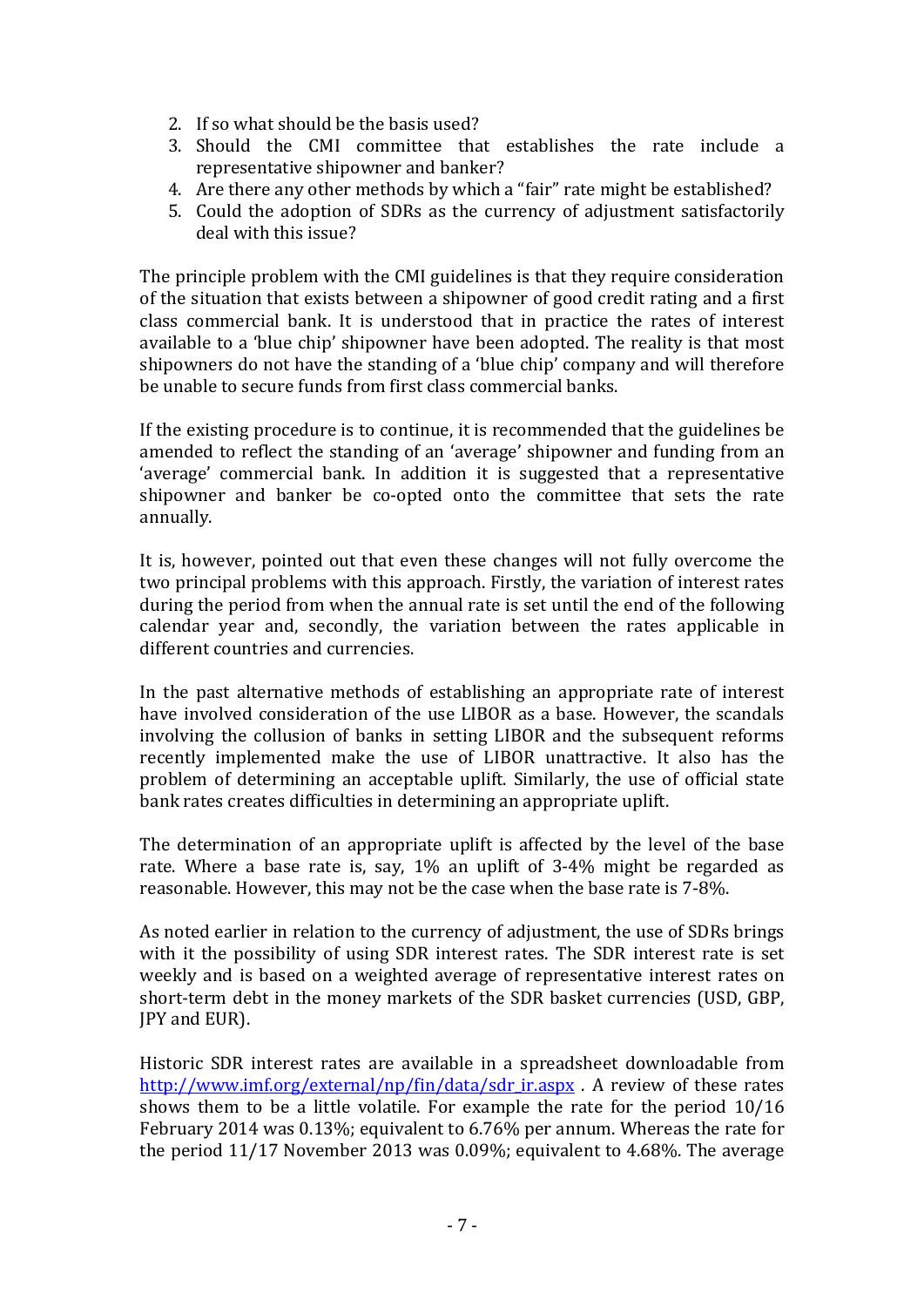2. If so what should be the basis used?
3. Should the CMI committee that establishes the rate include a representative shipowner and banker?
4. Are there any other methods by which a "fair" rate might be established?
5. Could the adoption of SDRs as the currency of adjustment satisfactorily deal with this issue?

The principle problem with the CMI guidelines is that they require consideration of the situation that exists between a shipowner of good credit rating and a first class commercial bank. It is understood that in practice the rates of interest available to a 'blue chip' shipowner have been adopted. The reality is that most shipowners do not have the standing of a 'blue chip' company and will therefore be unable to secure funds from first class commercial banks.

If the existing procedure is to continue, it is recommended that the guidelines be amended to reflect the standing of an 'average' shipowner and funding from an 'average' commercial bank. In addition it is suggested that a representative shipowner and banker be co-opted onto the committee that sets the rate annually.

It is, however, pointed out that even these changes will not fully overcome the two principal problems with this approach. Firstly, the variation of interest rates during the period from when the annual rate is set until the end of the following calendar year and, secondly, the variation between the rates applicable in different countries and currencies.

In the past alternative methods of establishing an appropriate rate of interest have involved consideration of the use LIBOR as a base. However, the scandals involving the collusion of banks in setting LIBOR and the subsequent reforms recently implemented make the use of LIBOR unattractive. It also has the problem of determining an acceptable uplift. Similarly, the use of official state bank rates creates difficulties in determining an appropriate uplift.

The determination of an appropriate uplift is affected by the level of the base rate. Where a base rate is, say, 1% an uplift of 3-4% might be regarded as reasonable. However, this may not be the case when the base rate is 7-8%.

As noted earlier in relation to the currency of adjustment, the use of SDRs brings with it the possibility of using SDR interest rates. The SDR interest rate is set weekly and is based on a weighted average of representative interest rates on short-term debt in the money markets of the SDR basket currencies (USD, GBP, JPY and EUR).

Historic SDR interest rates are available in a spreadsheet downloadable from [http://www.imf.org/external/np/fin/data/sdr_ir.aspx](http://www.imf.org/external/np/fin/data/sdr_ir.aspx) . A review of these rates shows them to be a little volatile. For example the rate for the period 10/16 February 2014 was 0.13%; equivalent to 6.76% per annum. Whereas the rate for the period 11/17 November 2013 was 0.09%; equivalent to 4.68%. The average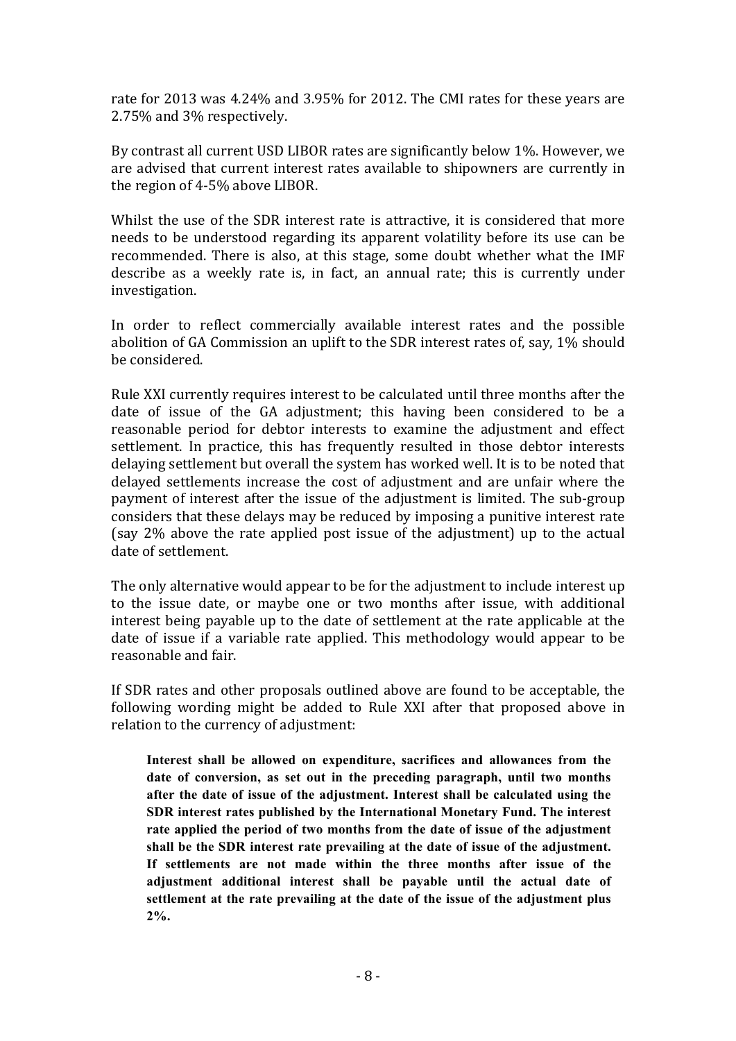rate for 2013 was 4.24% and 3.95% for 2012. The CMI rates for these years are 2.75% and 3% respectively.

By contrast all current USD LIBOR rates are significantly below 1%. However, we are advised that current interest rates available to shipowners are currently in the region of 4-5% above LIBOR.

Whilst the use of the SDR interest rate is attractive, it is considered that more needs to be understood regarding its apparent volatility before its use can be recommended. There is also, at this stage, some doubt whether what the IMF describe as a weekly rate is, in fact, an annual rate; this is currently under investigation.

In order to reflect commercially available interest rates and the possible abolition of GA Commission an uplift to the SDR interest rates of, say, 1% should be considered.

Rule XXI currently requires interest to be calculated until three months after the date of issue of the GA adjustment; this having been considered to be a reasonable period for debtor interests to examine the adjustment and effect settlement. In practice, this has frequently resulted in those debtor interests delaying settlement but overall the system has worked well. It is to be noted that delayed settlements increase the cost of adjustment and are unfair where the payment of interest after the issue of the adjustment is limited. The sub-group considers that these delays may be reduced by imposing a punitive interest rate (say 2% above the rate applied post issue of the adjustment) up to the actual date of settlement.

The only alternative would appear to be for the adjustment to include interest up to the issue date, or maybe one or two months after issue, with additional interest being payable up to the date of settlement at the rate applicable at the date of issue if a variable rate applied. This methodology would appear to be reasonable and fair.

If SDR rates and other proposals outlined above are found to be acceptable, the following wording might be added to Rule XXI after that proposed above in relation to the currency of adjustment:

> **Interest shall be allowed on expenditure, sacrifices and allowances from the date of conversion, as set out in the preceding paragraph, until two months after the date of issue of the adjustment. Interest shall be calculated using the SDR interest rates published by the International Monetary Fund. The interest rate applied the period of two months from the date of issue of the adjustment shall be the SDR interest rate prevailing at the date of issue of the adjustment. If settlements are not made within the three months after issue of the adjustment additional interest shall be payable until the actual date of settlement at the rate prevailing at the date of the issue of the adjustment plus 2%.**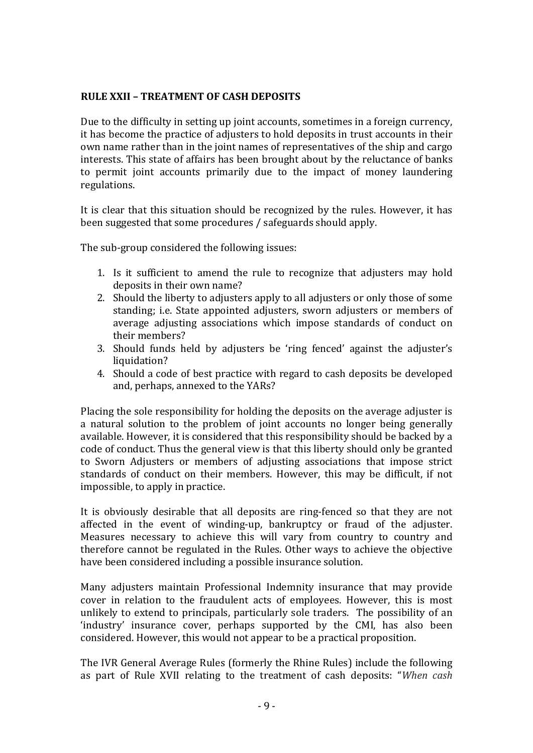**RULE XXII – TREATMENT OF CASH DEPOSITS**

Due to the difficulty in setting up joint accounts, sometimes in a foreign currency, it has become the practice of adjusters to hold deposits in trust accounts in their own name rather than in the joint names of representatives of the ship and cargo interests. This state of affairs has been brought about by the reluctance of banks to permit joint accounts primarily due to the impact of money laundering regulations.

It is clear that this situation should be recognized by the rules. However, it has been suggested that some procedures / safeguards should apply.

The sub-group considered the following issues:

1. Is it sufficient to amend the rule to recognize that adjusters may hold deposits in their own name?
2. Should the liberty to adjusters apply to all adjusters or only those of some standing; i.e. State appointed adjusters, sworn adjusters or members of average adjusting associations which impose standards of conduct on their members?
3. Should funds held by adjusters be 'ring fenced' against the adjuster's liquidation?
4. Should a code of best practice with regard to cash deposits be developed and, perhaps, annexed to the YARs?

Placing the sole responsibility for holding the deposits on the average adjuster is a natural solution to the problem of joint accounts no longer being generally available. However, it is considered that this responsibility should be backed by a code of conduct. Thus the general view is that this liberty should only be granted to Sworn Adjusters or members of adjusting associations that impose strict standards of conduct on their members. However, this may be difficult, if not impossible, to apply in practice.

It is obviously desirable that all deposits are ring-fenced so that they are not affected in the event of winding-up, bankruptcy or fraud of the adjuster. Measures necessary to achieve this will vary from country to country and therefore cannot be regulated in the Rules. Other ways to achieve the objective have been considered including a possible insurance solution.

Many adjusters maintain Professional Indemnity insurance that may provide cover in relation to the fraudulent acts of employees. However, this is most unlikely to extend to principals, particularly sole traders. The possibility of an 'industry' insurance cover, perhaps supported by the CMI, has also been considered. However, this would not appear to be a practical proposition.

The IVR General Average Rules (formerly the Rhine Rules) include the following as part of Rule XVII relating to the treatment of cash deposits: "*When cash*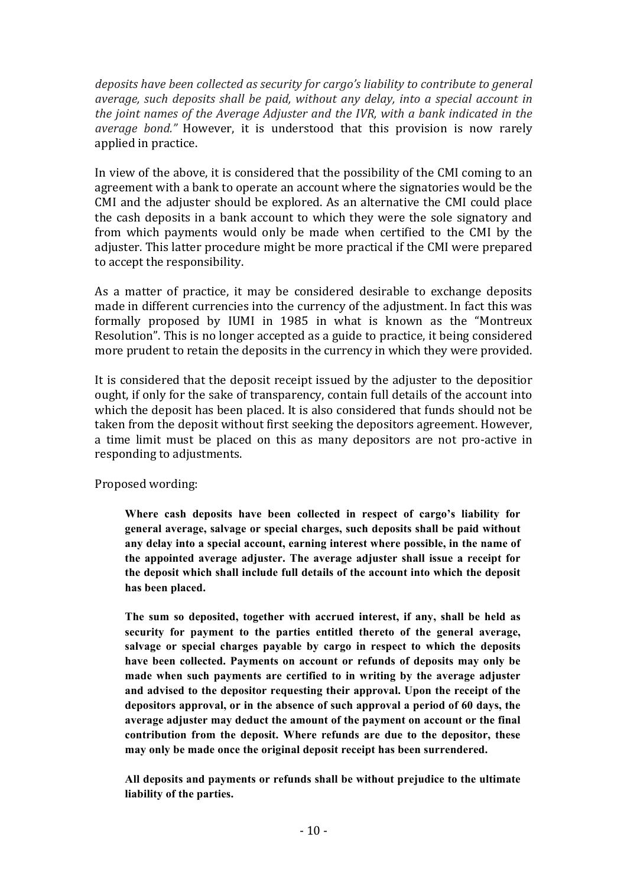*deposits have been collected as security for cargo's liability to contribute to general average, such deposits shall be paid, without any delay, into a special account in the joint names of the Average Adjuster and the IVR, with a bank indicated in the average bond."* However, it is understood that this provision is now rarely applied in practice.

In view of the above, it is considered that the possibility of the CMI coming to an agreement with a bank to operate an account where the signatories would be the CMI and the adjuster should be explored. As an alternative the CMI could place the cash deposits in a bank account to which they were the sole signatory and from which payments would only be made when certified to the CMI by the adjuster. This latter procedure might be more practical if the CMI were prepared to accept the responsibility.

As a matter of practice, it may be considered desirable to exchange deposits made in different currencies into the currency of the adjustment. In fact this was formally proposed by IUMI in 1985 in what is known as the "Montreux Resolution". This is no longer accepted as a guide to practice, it being considered more prudent to retain the deposits in the currency in which they were provided.

It is considered that the deposit receipt issued by the adjuster to the depositior ought, if only for the sake of transparency, contain full details of the account into which the deposit has been placed. It is also considered that funds should not be taken from the deposit without first seeking the depositors agreement. However, a time limit must be placed on this as many depositors are not pro-active in responding to adjustments.

Proposed wording:

> **Where cash deposits have been collected in respect of cargo's liability for general average, salvage or special charges, such deposits shall be paid without any delay into a special account, earning interest where possible, in the name of the appointed average adjuster. The average adjuster shall issue a receipt for the deposit which shall include full details of the account into which the deposit has been placed.**
>
> **The sum so deposited, together with accrued interest, if any, shall be held as security for payment to the parties entitled thereto of the general average, salvage or special charges payable by cargo in respect to which the deposits have been collected. Payments on account or refunds of deposits may only be made when such payments are certified to in writing by the average adjuster and advised to the depositor requesting their approval. Upon the receipt of the depositors approval, or in the absence of such approval a period of 60 days, the average adjuster may deduct the amount of the payment on account or the final contribution from the deposit. Where refunds are due to the depositor, these may only be made once the original deposit receipt has been surrendered.**
>
> **All deposits and payments or refunds shall be without prejudice to the ultimate liability of the parties.**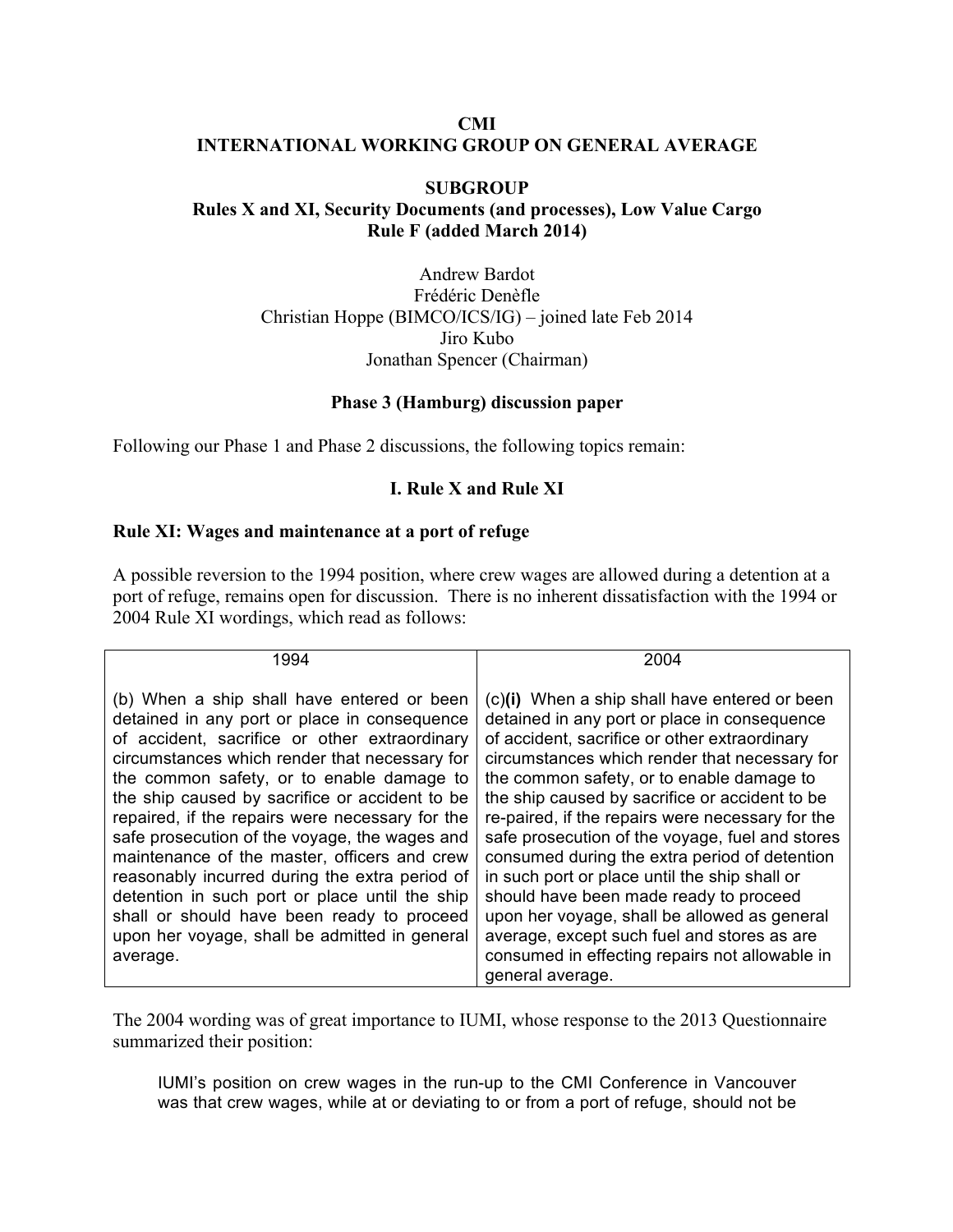**CMI**
**INTERNATIONAL WORKING GROUP ON GENERAL AVERAGE**

**SUBGROUP**
**Rules X and XI, Security Documents (and processes), Low Value Cargo**
**Rule F (added March 2014)**

Andrew Bardot
Frédéric Denèfle
Christian Hoppe (BIMCO/ICS/IG) – joined late Feb 2014
Jiro Kubo
Jonathan Spencer (Chairman)

**Phase 3 (Hamburg) discussion paper**

Following our Phase 1 and Phase 2 discussions, the following topics remain:

## I. Rule X and Rule XI

### Rule XI: Wages and maintenance at a port of refuge

A possible reversion to the 1994 position, where crew wages are allowed during a detention at a port of refuge, remains open for discussion. There is no inherent dissatisfaction with the 1994 or 2004 Rule XI wordings, which read as follows:

| 1994 | 2004 |
|---|---|
| (b) When a ship shall have entered or been detained in any port or place in consequence of accident, sacrifice or other extraordinary circumstances which render that necessary for the common safety, or to enable damage to the ship caused by sacrifice or accident to be repaired, if the repairs were necessary for the safe prosecution of the voyage, the wages and maintenance of the master, officers and crew reasonably incurred during the extra period of detention in such port or place until the ship shall or should have been ready to proceed upon her voyage, shall be admitted in general average. | (c)**(i)** When a ship shall have entered or been detained in any port or place in consequence of accident, sacrifice or other extraordinary circumstances which render that necessary for the common safety, or to enable damage to the ship caused by sacrifice or accident to be re-paired, if the repairs were necessary for the safe prosecution of the voyage, fuel and stores consumed during the extra period of detention in such port or place until the ship shall or should have been made ready to proceed upon her voyage, shall be allowed as general average, except such fuel and stores as are consumed in effecting repairs not allowable in general average. |

The 2004 wording was of great importance to IUMI, whose response to the 2013 Questionnaire summarized their position:

> IUMI's position on crew wages in the run-up to the CMI Conference in Vancouver was that crew wages, while at or deviating to or from a port of refuge, should not be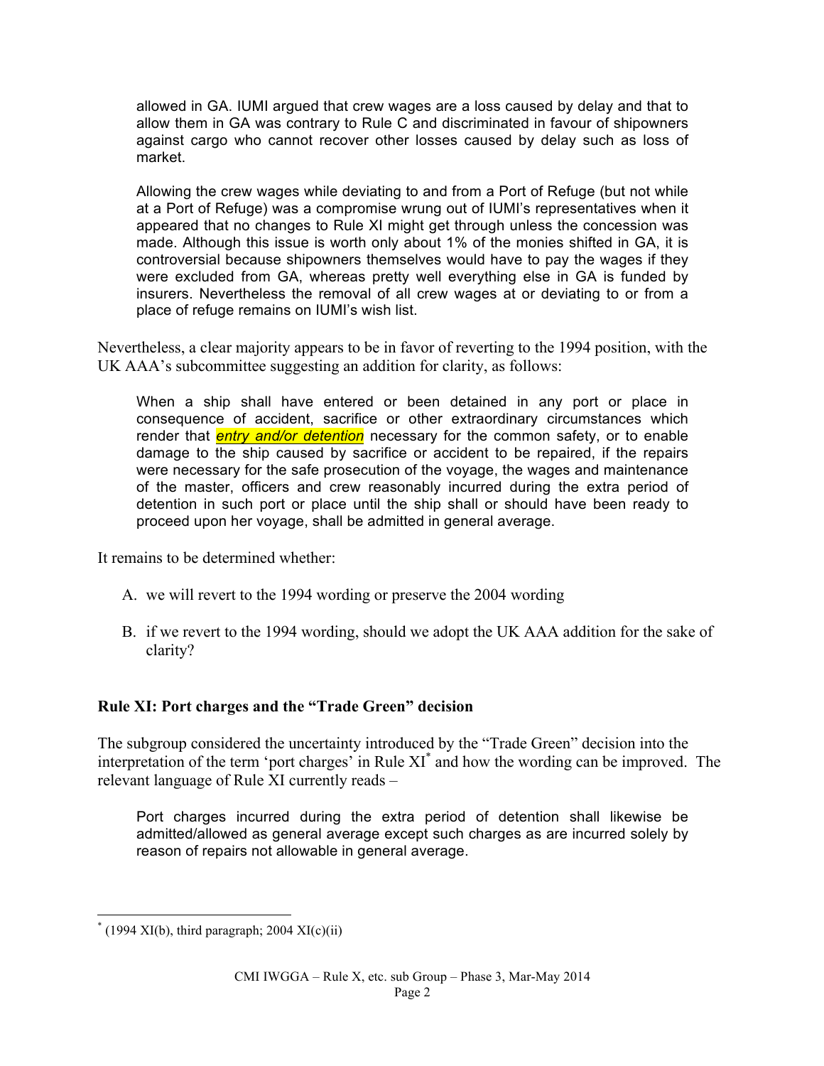> allowed in GA. IUMI argued that crew wages are a loss caused by delay and that to allow them in GA was contrary to Rule C and discriminated in favour of shipowners against cargo who cannot recover other losses caused by delay such as loss of market.
>
> Allowing the crew wages while deviating to and from a Port of Refuge (but not while at a Port of Refuge) was a compromise wrung out of IUMI's representatives when it appeared that no changes to Rule XI might get through unless the concession was made. Although this issue is worth only about 1% of the monies shifted in GA, it is controversial because shipowners themselves would have to pay the wages if they were excluded from GA, whereas pretty well everything else in GA is funded by insurers. Nevertheless the removal of all crew wages at or deviating to or from a place of refuge remains on IUMI's wish list.

Nevertheless, a clear majority appears to be in favor of reverting to the 1994 position, with the UK AAA's subcommittee suggesting an addition for clarity, as follows:

> When a ship shall have entered or been detained in any port or place in consequence of accident, sacrifice or other extraordinary circumstances which render that ***entry and/or detention*** necessary for the common safety, or to enable damage to the ship caused by sacrifice or accident to be repaired, if the repairs were necessary for the safe prosecution of the voyage, the wages and maintenance of the master, officers and crew reasonably incurred during the extra period of detention in such port or place until the ship shall or should have been ready to proceed upon her voyage, shall be admitted in general average.

It remains to be determined whether:

A. we will revert to the 1994 wording or preserve the 2004 wording

B. if we revert to the 1994 wording, should we adopt the UK AAA addition for the sake of clarity?

### Rule XI: Port charges and the "Trade Green" decision

The subgroup considered the uncertainty introduced by the "Trade Green" decision into the interpretation of the term 'port charges' in Rule XI[*] and how the wording can be improved. The relevant language of Rule XI currently reads –

> Port charges incurred during the extra period of detention shall likewise be admitted/allowed as general average except such charges as are incurred solely by reason of repairs not allowable in general average.

[*] (1994 XI(b), third paragraph; 2004 XI(c)(ii))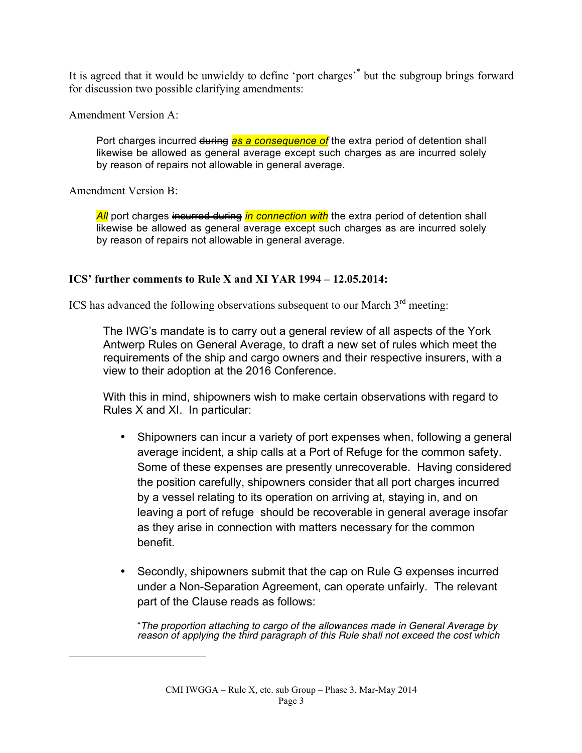It is agreed that it would be unwieldy to define 'port charges'* but the subgroup brings forward for discussion two possible clarifying amendments:

Amendment Version A:

> Port charges incurred ~~during~~ ***as a consequence of*** the extra period of detention shall likewise be allowed as general average except such charges as are incurred solely by reason of repairs not allowable in general average.

Amendment Version B:

> ***All*** port charges ~~incurred during~~ ***in connection with*** the extra period of detention shall likewise be allowed as general average except such charges as are incurred solely by reason of repairs not allowable in general average.

**ICS' further comments to Rule X and XI YAR 1994 – 12.05.2014:**

ICS has advanced the following observations subsequent to our March 3rd meeting:

> The IWG's mandate is to carry out a general review of all aspects of the York Antwerp Rules on General Average, to draft a new set of rules which meet the requirements of the ship and cargo owners and their respective insurers, with a view to their adoption at the 2016 Conference.
>
> With this in mind, shipowners wish to make certain observations with regard to Rules X and XI. In particular:
>
> - Shipowners can incur a variety of port expenses when, following a general average incident, a ship calls at a Port of Refuge for the common safety. Some of these expenses are presently unrecoverable. Having considered the position carefully, shipowners consider that all port charges incurred by a vessel relating to its operation on arriving at, staying in, and on leaving a port of refuge should be recoverable in general average insofar as they arise in connection with matters necessary for the common benefit.
>
> - Secondly, shipowners submit that the cap on Rule G expenses incurred under a Non-Separation Agreement, can operate unfairly. The relevant part of the Clause reads as follows:
>
>   "*The proportion attaching to cargo of the allowances made in General Average by reason of applying the third paragraph of this Rule shall not exceed the cost which*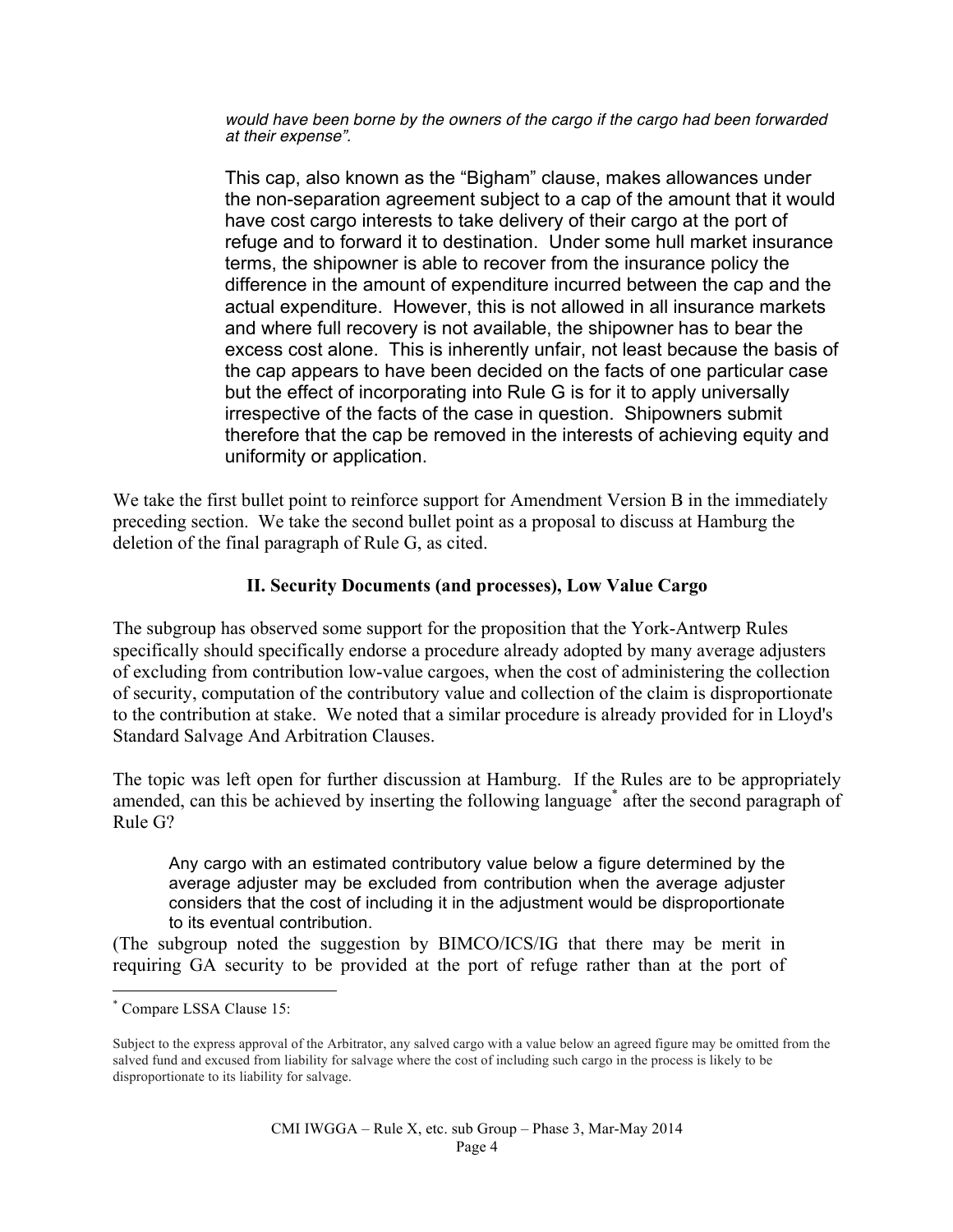> *would have been borne by the owners of the cargo if the cargo had been forwarded at their expense".*
>
> This cap, also known as the "Bigham" clause, makes allowances under the non-separation agreement subject to a cap of the amount that it would have cost cargo interests to take delivery of their cargo at the port of refuge and to forward it to destination. Under some hull market insurance terms, the shipowner is able to recover from the insurance policy the difference in the amount of expenditure incurred between the cap and the actual expenditure. However, this is not allowed in all insurance markets and where full recovery is not available, the shipowner has to bear the excess cost alone. This is inherently unfair, not least because the basis of the cap appears to have been decided on the facts of one particular case but the effect of incorporating into Rule G is for it to apply universally irrespective of the facts of the case in question. Shipowners submit therefore that the cap be removed in the interests of achieving equity and uniformity or application.

We take the first bullet point to reinforce support for Amendment Version B in the immediately preceding section. We take the second bullet point as a proposal to discuss at Hamburg the deletion of the final paragraph of Rule G, as cited.

## II. Security Documents (and processes), Low Value Cargo

The subgroup has observed some support for the proposition that the York-Antwerp Rules specifically should specifically endorse a procedure already adopted by many average adjusters of excluding from contribution low-value cargoes, when the cost of administering the collection of security, computation of the contributory value and collection of the claim is disproportionate to the contribution at stake. We noted that a similar procedure is already provided for in Lloyd's Standard Salvage And Arbitration Clauses.

The topic was left open for further discussion at Hamburg. If the Rules are to be appropriately amended, can this be achieved by inserting the following language* after the second paragraph of Rule G?

> Any cargo with an estimated contributory value below a figure determined by the average adjuster may be excluded from contribution when the average adjuster considers that the cost of including it in the adjustment would be disproportionate to its eventual contribution.

(The subgroup noted the suggestion by BIMCO/ICS/IG that there may be merit in requiring GA security to be provided at the port of refuge rather than at the port of

---

* Compare LSSA Clause 15:

Subject to the express approval of the Arbitrator, any salved cargo with a value below an agreed figure may be omitted from the salved fund and excused from liability for salvage where the cost of including such cargo in the process is likely to be disproportionate to its liability for salvage.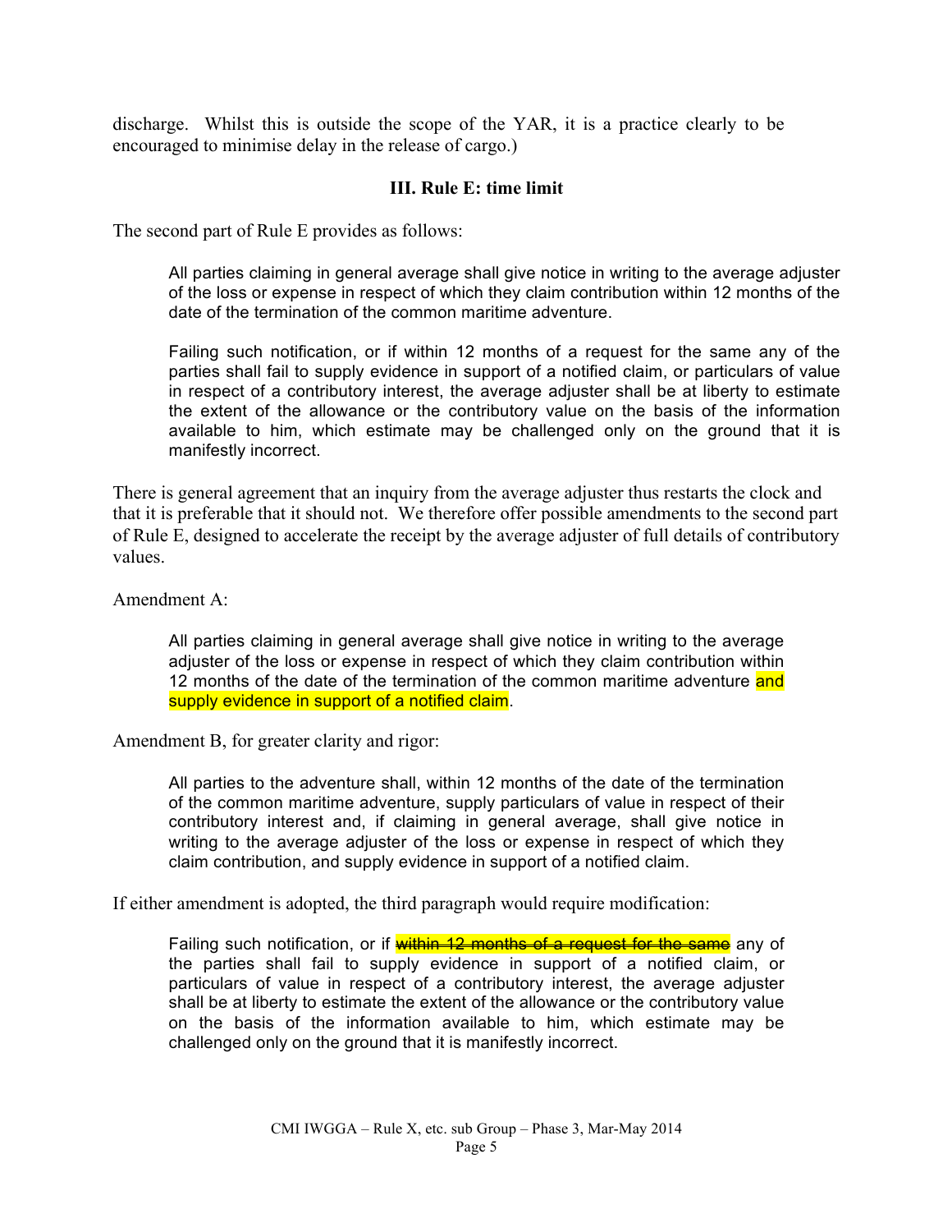discharge. Whilst this is outside the scope of the YAR, it is a practice clearly to be encouraged to minimise delay in the release of cargo.)

### III. Rule E: time limit

The second part of Rule E provides as follows:

> All parties claiming in general average shall give notice in writing to the average adjuster of the loss or expense in respect of which they claim contribution within 12 months of the date of the termination of the common maritime adventure.
>
> Failing such notification, or if within 12 months of a request for the same any of the parties shall fail to supply evidence in support of a notified claim, or particulars of value in respect of a contributory interest, the average adjuster shall be at liberty to estimate the extent of the allowance or the contributory value on the basis of the information available to him, which estimate may be challenged only on the ground that it is manifestly incorrect.

There is general agreement that an inquiry from the average adjuster thus restarts the clock and that it is preferable that it should not. We therefore offer possible amendments to the second part of Rule E, designed to accelerate the receipt by the average adjuster of full details of contributory values.

Amendment A:

> All parties claiming in general average shall give notice in writing to the average adjuster of the loss or expense in respect of which they claim contribution within 12 months of the date of the termination of the common maritime adventure and supply evidence in support of a notified claim.

Amendment B, for greater clarity and rigor:

> All parties to the adventure shall, within 12 months of the date of the termination of the common maritime adventure, supply particulars of value in respect of their contributory interest and, if claiming in general average, shall give notice in writing to the average adjuster of the loss or expense in respect of which they claim contribution, and supply evidence in support of a notified claim.

If either amendment is adopted, the third paragraph would require modification:

> Failing such notification, or if ~~within 12 months of a request for the same~~ any of the parties shall fail to supply evidence in support of a notified claim, or particulars of value in respect of a contributory interest, the average adjuster shall be at liberty to estimate the extent of the allowance or the contributory value on the basis of the information available to him, which estimate may be challenged only on the ground that it is manifestly incorrect.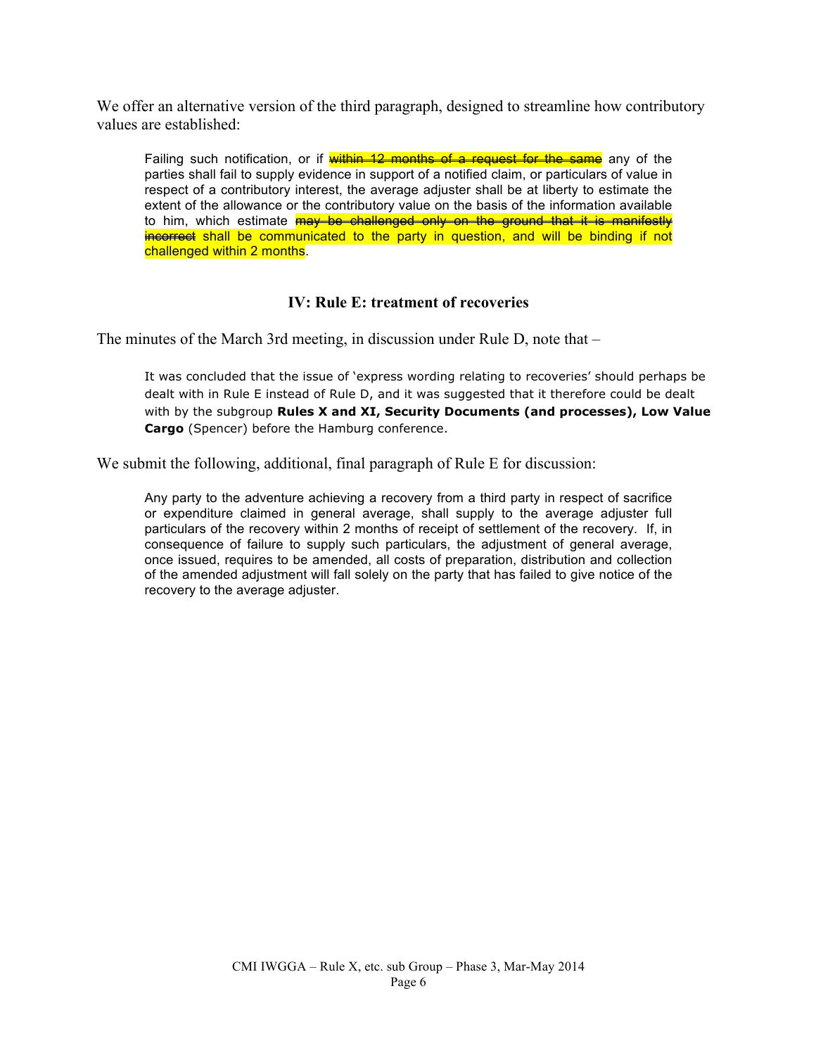We offer an alternative version of the third paragraph, designed to streamline how contributory values are established:

> Failing such notification, or if ~~within 12 months of a request for the same~~ any of the parties shall fail to supply evidence in support of a notified claim, or particulars of value in respect of a contributory interest, the average adjuster shall be at liberty to estimate the extent of the allowance or the contributory value on the basis of the information available to him, which estimate ~~may be challenged only on the ground that it is manifestly incorrect~~ shall be communicated to the party in question, and will be binding if not challenged within 2 months.

### IV: Rule E: treatment of recoveries

The minutes of the March 3rd meeting, in discussion under Rule D, note that –

> It was concluded that the issue of 'express wording relating to recoveries' should perhaps be dealt with in Rule E instead of Rule D, and it was suggested that it therefore could be dealt with by the subgroup **Rules X and XI, Security Documents (and processes), Low Value Cargo** (Spencer) before the Hamburg conference.

We submit the following, additional, final paragraph of Rule E for discussion:

> Any party to the adventure achieving a recovery from a third party in respect of sacrifice or expenditure claimed in general average, shall supply to the average adjuster full particulars of the recovery within 2 months of receipt of settlement of the recovery. If, in consequence of failure to supply such particulars, the adjustment of general average, once issued, requires to be amended, all costs of preparation, distribution and collection of the amended adjustment will fall solely on the party that has failed to give notice of the recovery to the average adjuster.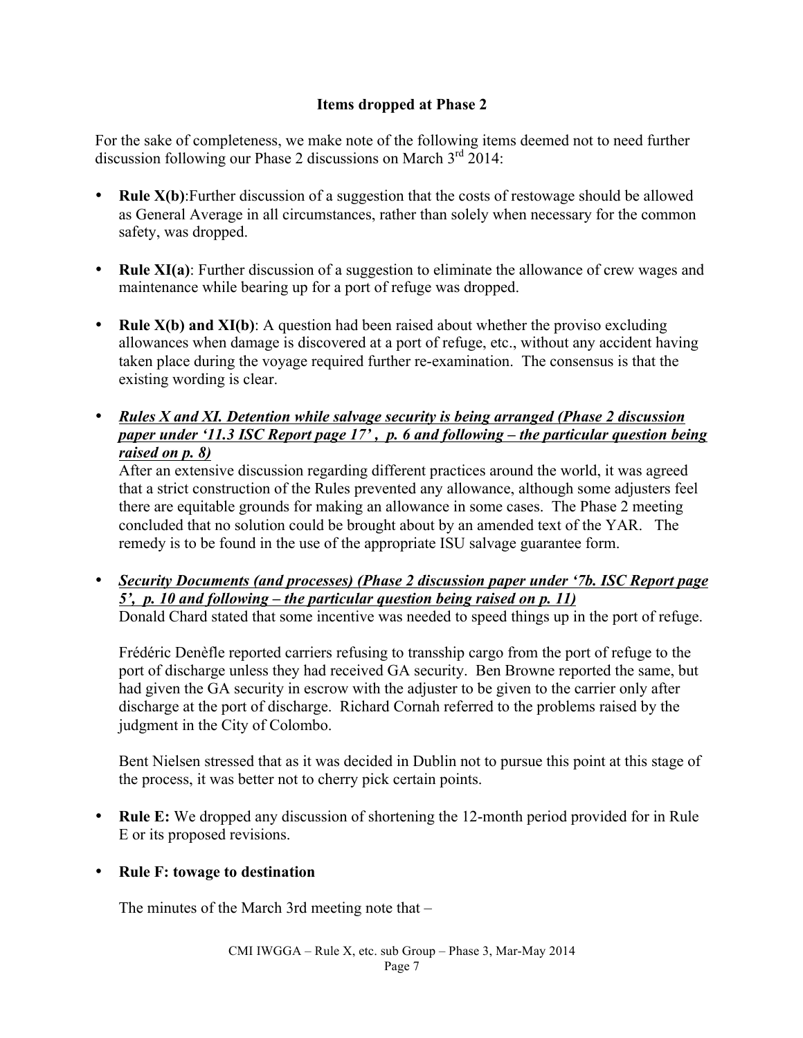### Items dropped at Phase 2

For the sake of completeness, we make note of the following items deemed not to need further discussion following our Phase 2 discussions on March 3rd 2014:

- **Rule X(b)**:Further discussion of a suggestion that the costs of restowage should be allowed as General Average in all circumstances, rather than solely when necessary for the common safety, was dropped.

- **Rule XI(a)**: Further discussion of a suggestion to eliminate the allowance of crew wages and maintenance while bearing up for a port of refuge was dropped.

- **Rule X(b) and XI(b)**: A question had been raised about whether the proviso excluding allowances when damage is discovered at a port of refuge, etc., without any accident having taken place during the voyage required further re-examination. The consensus is that the existing wording is clear.

- ***<u>Rules X and XI. Detention while salvage security is being arranged (Phase 2 discussion paper under '11.3 ISC Report page 17' , p. 6 and following – the particular question being raised on p. 8)</u>***
  After an extensive discussion regarding different practices around the world, it was agreed that a strict construction of the Rules prevented any allowance, although some adjusters feel there are equitable grounds for making an allowance in some cases. The Phase 2 meeting concluded that no solution could be brought about by an amended text of the YAR. The remedy is to be found in the use of the appropriate ISU salvage guarantee form.

- ***<u>Security Documents (and processes) (Phase 2 discussion paper under '7b. ISC Report page 5', p. 10 and following – the particular question being raised on p. 11)</u>***
  Donald Chard stated that some incentive was needed to speed things up in the port of refuge.

  Frédéric Denèfle reported carriers refusing to transship cargo from the port of refuge to the port of discharge unless they had received GA security. Ben Browne reported the same, but had given the GA security in escrow with the adjuster to be given to the carrier only after discharge at the port of discharge. Richard Cornah referred to the problems raised by the judgment in the City of Colombo.

  Bent Nielsen stressed that as it was decided in Dublin not to pursue this point at this stage of the process, it was better not to cherry pick certain points.

- **Rule E:** We dropped any discussion of shortening the 12-month period provided for in Rule E or its proposed revisions.

- **Rule F: towage to destination**

  The minutes of the March 3rd meeting note that –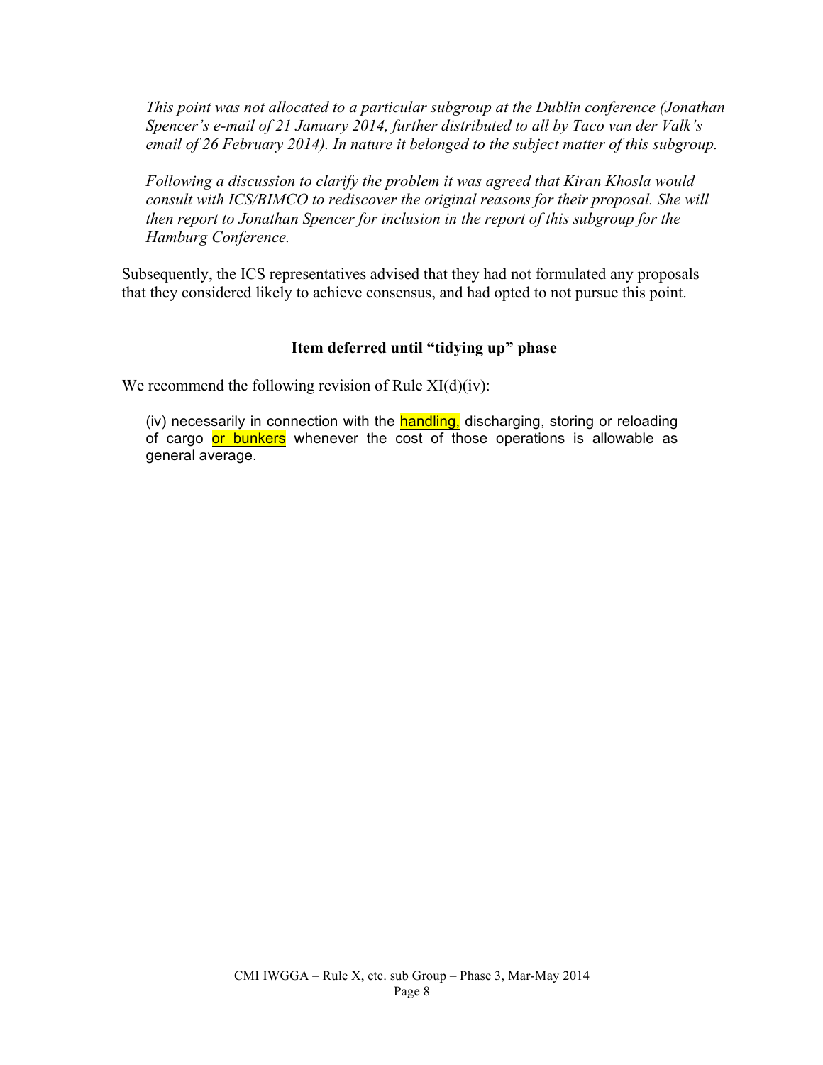*This point was not allocated to a particular subgroup at the Dublin conference (Jonathan Spencer's e-mail of 21 January 2014, further distributed to all by Taco van der Valk's email of 26 February 2014). In nature it belonged to the subject matter of this subgroup.*

*Following a discussion to clarify the problem it was agreed that Kiran Khosla would consult with ICS/BIMCO to rediscover the original reasons for their proposal. She will then report to Jonathan Spencer for inclusion in the report of this subgroup for the Hamburg Conference.*

Subsequently, the ICS representatives advised that they had not formulated any proposals that they considered likely to achieve consensus, and had opted to not pursue this point.

**Item deferred until "tidying up" phase**

We recommend the following revision of Rule XI(d)(iv):

> (iv) necessarily in connection with the handling, discharging, storing or reloading of cargo or bunkers whenever the cost of those operations is allowable as general average.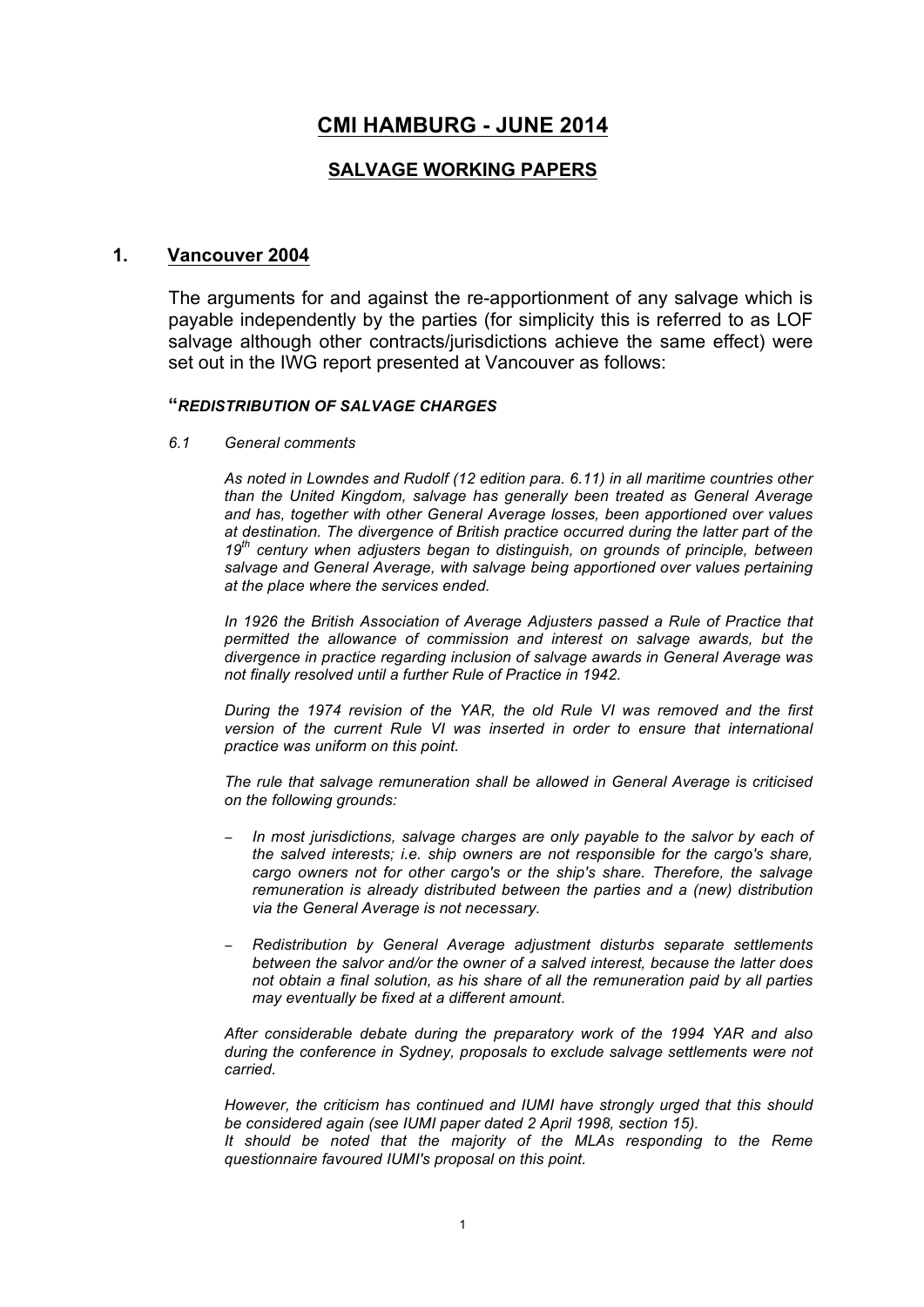# CMI HAMBURG - JUNE 2014

## SALVAGE WORKING PAPERS

### 1. Vancouver 2004

The arguments for and against the re-apportionment of any salvage which is payable independently by the parties (for simplicity this is referred to as LOF salvage although other contracts/jurisdictions achieve the same effect) were set out in the IWG report presented at Vancouver as follows:

"***REDISTRIBUTION OF SALVAGE CHARGES***

*6.1 General comments*

*As noted in Lowndes and Rudolf (12 edition para. 6.11) in all maritime countries other than the United Kingdom, salvage has generally been treated as General Average and has, together with other General Average losses, been apportioned over values at destination. The divergence of British practice occurred during the latter part of the 19th century when adjusters began to distinguish, on grounds of principle, between salvage and General Average, with salvage being apportioned over values pertaining at the place where the services ended.*

*In 1926 the British Association of Average Adjusters passed a Rule of Practice that permitted the allowance of commission and interest on salvage awards, but the divergence in practice regarding inclusion of salvage awards in General Average was not finally resolved until a further Rule of Practice in 1942.*

*During the 1974 revision of the YAR, the old Rule VI was removed and the first version of the current Rule VI was inserted in order to ensure that international practice was uniform on this point.*

*The rule that salvage remuneration shall be allowed in General Average is criticised on the following grounds:*

- *In most jurisdictions, salvage charges are only payable to the salvor by each of the salved interests; i.e. ship owners are not responsible for the cargo's share, cargo owners not for other cargo's or the ship's share. Therefore, the salvage remuneration is already distributed between the parties and a (new) distribution via the General Average is not necessary.*
- *Redistribution by General Average adjustment disturbs separate settlements between the salvor and/or the owner of a salved interest, because the latter does not obtain a final solution, as his share of all the remuneration paid by all parties may eventually be fixed at a different amount.*

*After considerable debate during the preparatory work of the 1994 YAR and also during the conference in Sydney, proposals to exclude salvage settlements were not carried.*

*However, the criticism has continued and IUMI have strongly urged that this should be considered again (see IUMI paper dated 2 April 1998, section 15).*
*It should be noted that the majority of the MLAs responding to the Reme questionnaire favoured IUMI's proposal on this point.*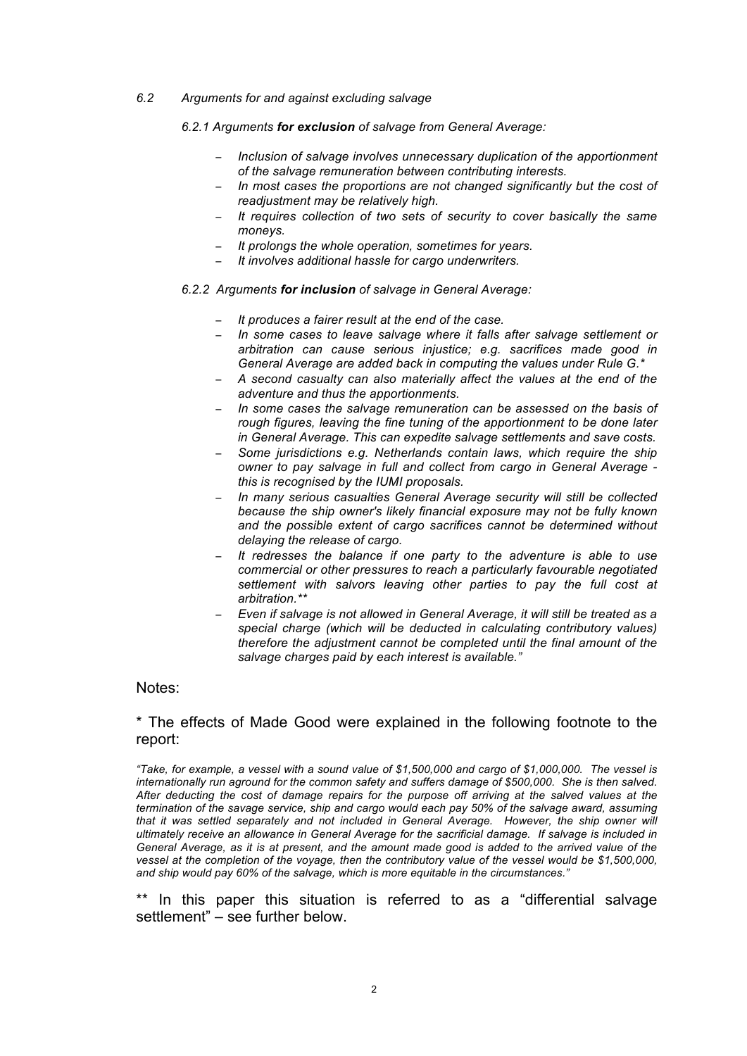*6.2 Arguments for and against excluding salvage*

*6.2.1 Arguments **for exclusion** of salvage from General Average:*

- *Inclusion of salvage involves unnecessary duplication of the apportionment of the salvage remuneration between contributing interests.*
- *In most cases the proportions are not changed significantly but the cost of readjustment may be relatively high.*
- *It requires collection of two sets of security to cover basically the same moneys.*
- *It prolongs the whole operation, sometimes for years.*
- *It involves additional hassle for cargo underwriters.*

*6.2.2 Arguments **for inclusion** of salvage in General Average:*

- *It produces a fairer result at the end of the case.*
- *In some cases to leave salvage where it falls after salvage settlement or arbitration can cause serious injustice; e.g. sacrifices made good in General Average are added back in computing the values under Rule G.**
- *A second casualty can also materially affect the values at the end of the adventure and thus the apportionments.*
- *In some cases the salvage remuneration can be assessed on the basis of rough figures, leaving the fine tuning of the apportionment to be done later in General Average. This can expedite salvage settlements and save costs.*
- *Some jurisdictions e.g. Netherlands contain laws, which require the ship owner to pay salvage in full and collect from cargo in General Average - this is recognised by the IUMI proposals.*
- *In many serious casualties General Average security will still be collected because the ship owner's likely financial exposure may not be fully known and the possible extent of cargo sacrifices cannot be determined without delaying the release of cargo.*
- *It redresses the balance if one party to the adventure is able to use commercial or other pressures to reach a particularly favourable negotiated settlement with salvors leaving other parties to pay the full cost at arbitration.***
- *Even if salvage is not allowed in General Average, it will still be treated as a special charge (which will be deducted in calculating contributory values) therefore the adjustment cannot be completed until the final amount of the salvage charges paid by each interest is available."*

Notes:

\* The effects of Made Good were explained in the following footnote to the report:

*"Take, for example, a vessel with a sound value of $1,500,000 and cargo of $1,000,000. The vessel is internationally run aground for the common safety and suffers damage of $500,000. She is then salved. After deducting the cost of damage repairs for the purpose off arriving at the salved values at the termination of the savage service, ship and cargo would each pay 50% of the salvage award, assuming that it was settled separately and not included in General Average. However, the ship owner will ultimately receive an allowance in General Average for the sacrificial damage. If salvage is included in General Average, as it is at present, and the amount made good is added to the arrived value of the vessel at the completion of the voyage, then the contributory value of the vessel would be $1,500,000, and ship would pay 60% of the salvage, which is more equitable in the circumstances."*

\*\* In this paper this situation is referred to as a "differential salvage settlement" – see further below.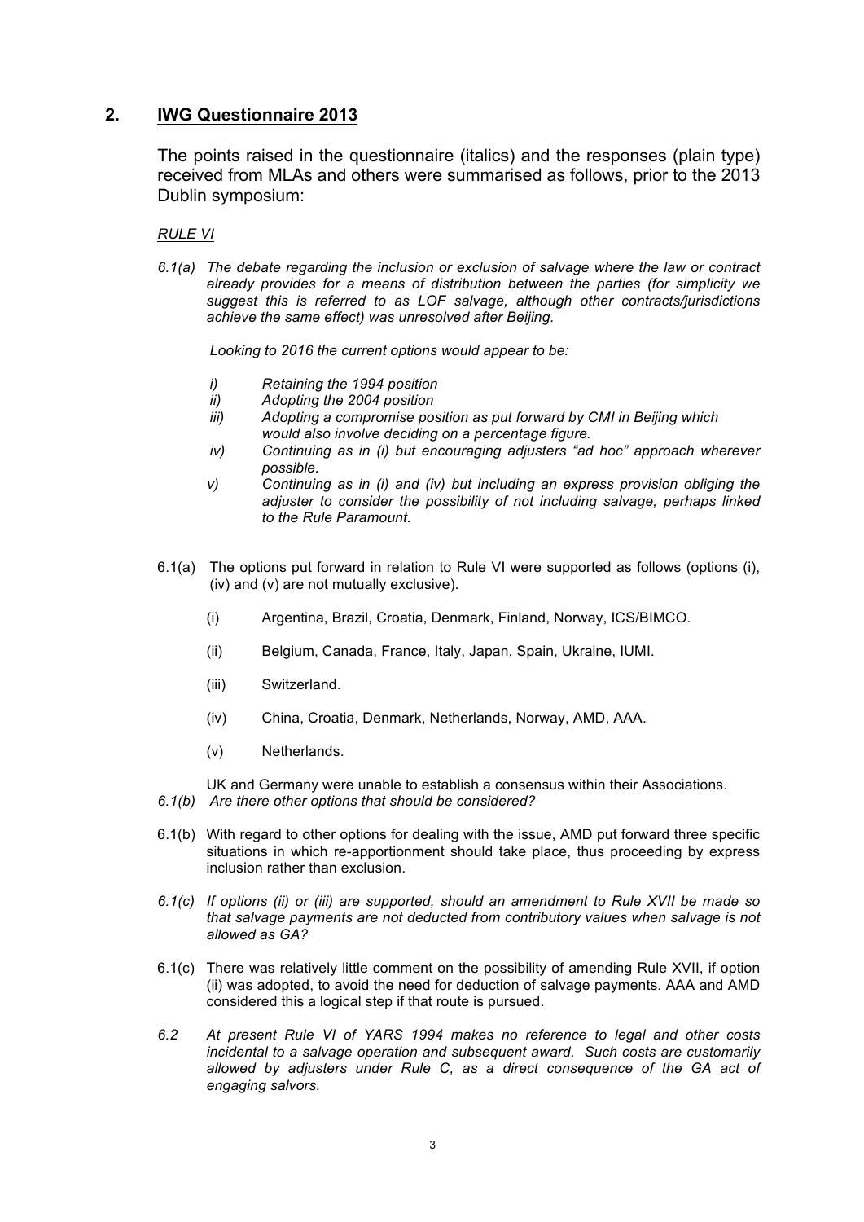## 2. <u>IWG Questionnaire 2013</u>

The points raised in the questionnaire (italics) and the responses (plain type) received from MLAs and others were summarised as follows, prior to the 2013 Dublin symposium:

*<u>RULE VI</u>*

*6.1(a) The debate regarding the inclusion or exclusion of salvage where the law or contract already provides for a means of distribution between the parties (for simplicity we suggest this is referred to as LOF salvage, although other contracts/jurisdictions achieve the same effect) was unresolved after Beijing.*

*Looking to 2016 the current options would appear to be:*

- *i) Retaining the 1994 position*
- *ii) Adopting the 2004 position*
- *iii) Adopting a compromise position as put forward by CMI in Beijing which would also involve deciding on a percentage figure.*
- *iv) Continuing as in (i) but encouraging adjusters "ad hoc" approach wherever possible.*
- *v) Continuing as in (i) and (iv) but including an express provision obliging the adjuster to consider the possibility of not including salvage, perhaps linked to the Rule Paramount.*

6.1(a) The options put forward in relation to Rule VI were supported as follows (options (i), (iv) and (v) are not mutually exclusive).

- (i) Argentina, Brazil, Croatia, Denmark, Finland, Norway, ICS/BIMCO.
- (ii) Belgium, Canada, France, Italy, Japan, Spain, Ukraine, IUMI.
- (iii) Switzerland.
- (iv) China, Croatia, Denmark, Netherlands, Norway, AMD, AAA.
- (v) Netherlands.

UK and Germany were unable to establish a consensus within their Associations.

*6.1(b) Are there other options that should be considered?*

6.1(b) With regard to other options for dealing with the issue, AMD put forward three specific situations in which re-apportionment should take place, thus proceeding by express inclusion rather than exclusion.

*6.1(c) If options (ii) or (iii) are supported, should an amendment to Rule XVII be made so that salvage payments are not deducted from contributory values when salvage is not allowed as GA?*

6.1(c) There was relatively little comment on the possibility of amending Rule XVII, if option (ii) was adopted, to avoid the need for deduction of salvage payments. AAA and AMD considered this a logical step if that route is pursued.

*6.2 At present Rule VI of YARS 1994 makes no reference to legal and other costs incidental to a salvage operation and subsequent award. Such costs are customarily allowed by adjusters under Rule C, as a direct consequence of the GA act of engaging salvors.*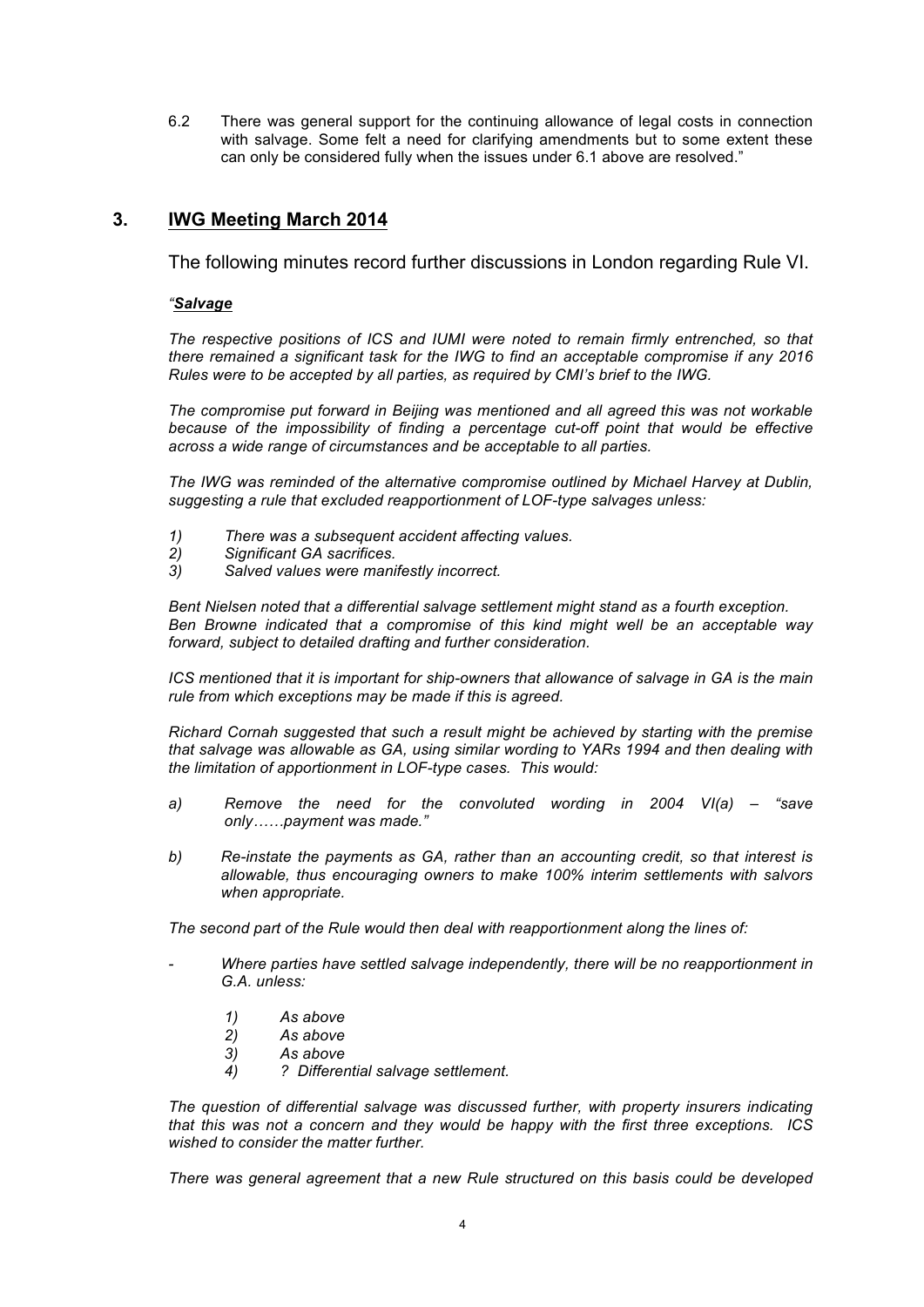6.2 There was general support for the continuing allowance of legal costs in connection with salvage. Some felt a need for clarifying amendments but to some extent these can only be considered fully when the issues under 6.1 above are resolved."

## 3. IWG Meeting March 2014

The following minutes record further discussions in London regarding Rule VI.

*"**Salvage***

*The respective positions of ICS and IUMI were noted to remain firmly entrenched, so that there remained a significant task for the IWG to find an acceptable compromise if any 2016 Rules were to be accepted by all parties, as required by CMI's brief to the IWG.*

*The compromise put forward in Beijing was mentioned and all agreed this was not workable because of the impossibility of finding a percentage cut-off point that would be effective across a wide range of circumstances and be acceptable to all parties.*

*The IWG was reminded of the alternative compromise outlined by Michael Harvey at Dublin, suggesting a rule that excluded reapportionment of LOF-type salvages unless:*

*1) There was a subsequent accident affecting values.*
*2) Significant GA sacrifices.*
*3) Salved values were manifestly incorrect.*

*Bent Nielsen noted that a differential salvage settlement might stand as a fourth exception.*
*Ben Browne indicated that a compromise of this kind might well be an acceptable way forward, subject to detailed drafting and further consideration.*

*ICS mentioned that it is important for ship-owners that allowance of salvage in GA is the main rule from which exceptions may be made if this is agreed.*

*Richard Cornah suggested that such a result might be achieved by starting with the premise that salvage was allowable as GA, using similar wording to YARs 1994 and then dealing with the limitation of apportionment in LOF-type cases. This would:*

*a) Remove the need for the convoluted wording in 2004 VI(a) – "save only……payment was made."*

*b) Re-instate the payments as GA, rather than an accounting credit, so that interest is allowable, thus encouraging owners to make 100% interim settlements with salvors when appropriate.*

*The second part of the Rule would then deal with reapportionment along the lines of:*

*- Where parties have settled salvage independently, there will be no reapportionment in G.A. unless:*

  *1) As above*
  *2) As above*
  *3) As above*
  *4) ? Differential salvage settlement.*

*The question of differential salvage was discussed further, with property insurers indicating that this was not a concern and they would be happy with the first three exceptions. ICS wished to consider the matter further.*

*There was general agreement that a new Rule structured on this basis could be developed*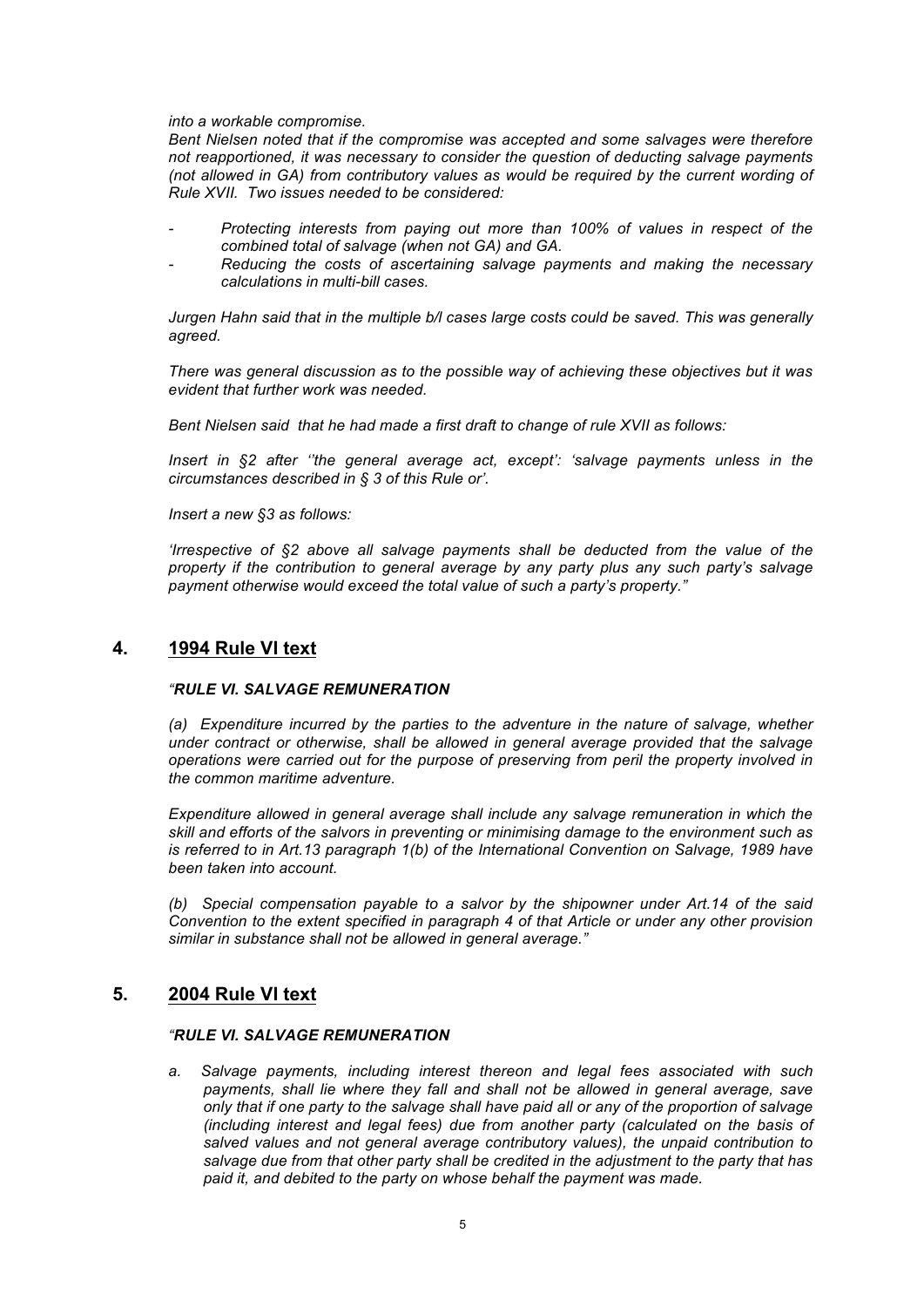*into a workable compromise.*

*Bent Nielsen noted that if the compromise was accepted and some salvages were therefore not reapportioned, it was necessary to consider the question of deducting salvage payments (not allowed in GA) from contributory values as would be required by the current wording of Rule XVII. Two issues needed to be considered:*

- *Protecting interests from paying out more than 100% of values in respect of the combined total of salvage (when not GA) and GA.*
- *Reducing the costs of ascertaining salvage payments and making the necessary calculations in multi-bill cases.*

*Jurgen Hahn said that in the multiple b/l cases large costs could be saved. This was generally agreed.*

*There was general discussion as to the possible way of achieving these objectives but it was evident that further work was needed.*

*Bent Nielsen said that he had made a first draft to change of rule XVII as follows:*

*Insert in §2 after ''the general average act, except': 'salvage payments unless in the circumstances described in § 3 of this Rule or'.*

*Insert a new §3 as follows:*

*'Irrespective of §2 above all salvage payments shall be deducted from the value of the property if the contribution to general average by any party plus any such party's salvage payment otherwise would exceed the total value of such a party's property."*

## 4. 1994 Rule VI text

*"**RULE VI. SALVAGE REMUNERATION***

*(a) Expenditure incurred by the parties to the adventure in the nature of salvage, whether under contract or otherwise, shall be allowed in general average provided that the salvage operations were carried out for the purpose of preserving from peril the property involved in the common maritime adventure.*

*Expenditure allowed in general average shall include any salvage remuneration in which the skill and efforts of the salvors in preventing or minimising damage to the environment such as is referred to in Art.13 paragraph 1(b) of the International Convention on Salvage, 1989 have been taken into account.*

*(b) Special compensation payable to a salvor by the shipowner under Art.14 of the said Convention to the extent specified in paragraph 4 of that Article or under any other provision similar in substance shall not be allowed in general average."*

## 5. 2004 Rule VI text

*"**RULE VI. SALVAGE REMUNERATION***

*a. Salvage payments, including interest thereon and legal fees associated with such payments, shall lie where they fall and shall not be allowed in general average, save only that if one party to the salvage shall have paid all or any of the proportion of salvage (including interest and legal fees) due from another party (calculated on the basis of salved values and not general average contributory values), the unpaid contribution to salvage due from that other party shall be credited in the adjustment to the party that has paid it, and debited to the party on whose behalf the payment was made.*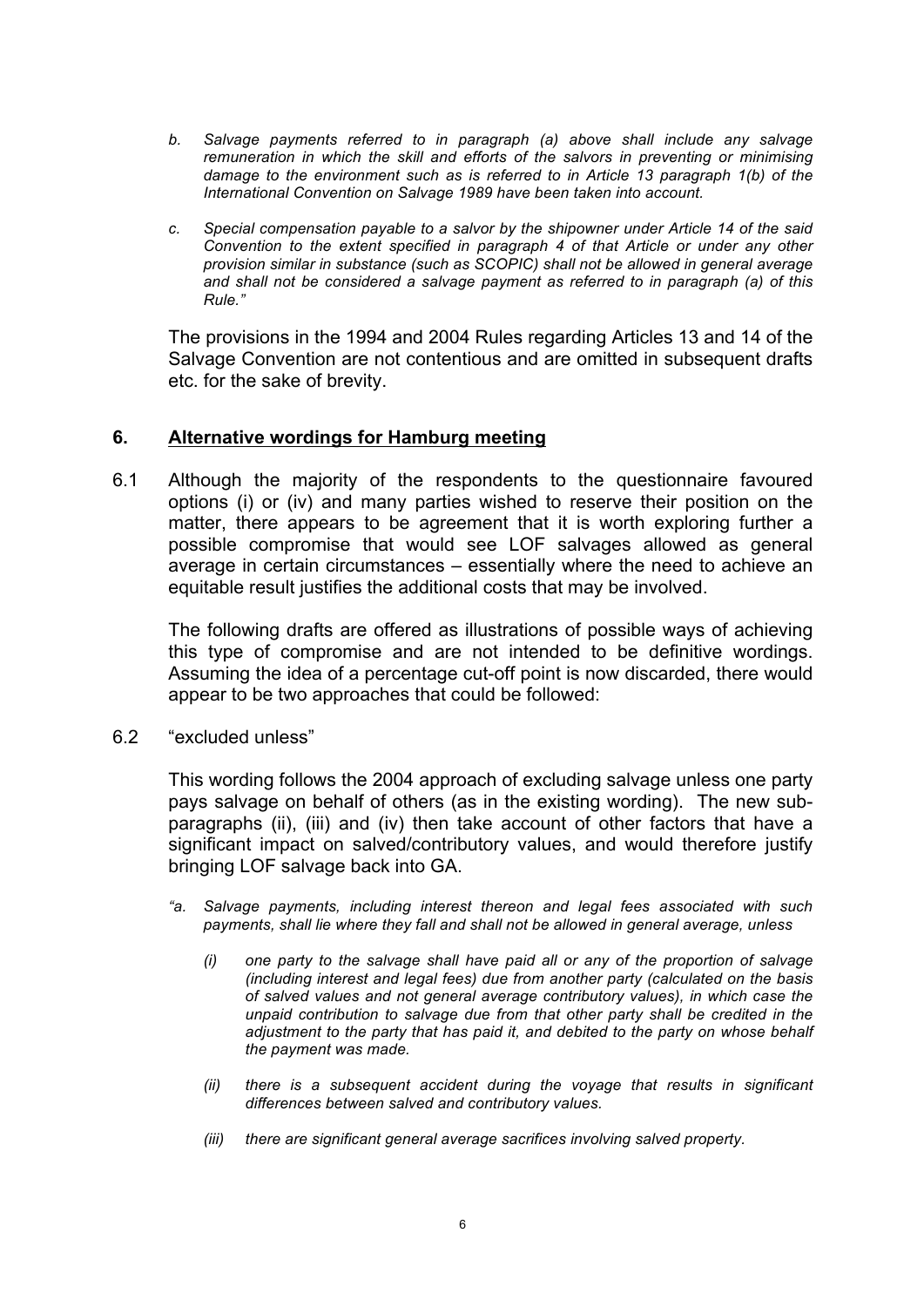*b. Salvage payments referred to in paragraph (a) above shall include any salvage remuneration in which the skill and efforts of the salvors in preventing or minimising damage to the environment such as is referred to in Article 13 paragraph 1(b) of the International Convention on Salvage 1989 have been taken into account.*

*c. Special compensation payable to a salvor by the shipowner under Article 14 of the said Convention to the extent specified in paragraph 4 of that Article or under any other provision similar in substance (such as SCOPIC) shall not be allowed in general average and shall not be considered a salvage payment as referred to in paragraph (a) of this Rule."*

The provisions in the 1994 and 2004 Rules regarding Articles 13 and 14 of the Salvage Convention are not contentious and are omitted in subsequent drafts etc. for the sake of brevity.

## 6. Alternative wordings for Hamburg meeting

6.1 Although the majority of the respondents to the questionnaire favoured options (i) or (iv) and many parties wished to reserve their position on the matter, there appears to be agreement that it is worth exploring further a possible compromise that would see LOF salvages allowed as general average in certain circumstances – essentially where the need to achieve an equitable result justifies the additional costs that may be involved.

The following drafts are offered as illustrations of possible ways of achieving this type of compromise and are not intended to be definitive wordings. Assuming the idea of a percentage cut-off point is now discarded, there would appear to be two approaches that could be followed:

6.2 "excluded unless"

This wording follows the 2004 approach of excluding salvage unless one party pays salvage on behalf of others (as in the existing wording). The new sub-paragraphs (ii), (iii) and (iv) then take account of other factors that have a significant impact on salved/contributory values, and would therefore justify bringing LOF salvage back into GA.

*"a. Salvage payments, including interest thereon and legal fees associated with such payments, shall lie where they fall and shall not be allowed in general average, unless*

*(i) one party to the salvage shall have paid all or any of the proportion of salvage (including interest and legal fees) due from another party (calculated on the basis of salved values and not general average contributory values), in which case the unpaid contribution to salvage due from that other party shall be credited in the adjustment to the party that has paid it, and debited to the party on whose behalf the payment was made.*

*(ii) there is a subsequent accident during the voyage that results in significant differences between salved and contributory values.*

*(iii) there are significant general average sacrifices involving salved property.*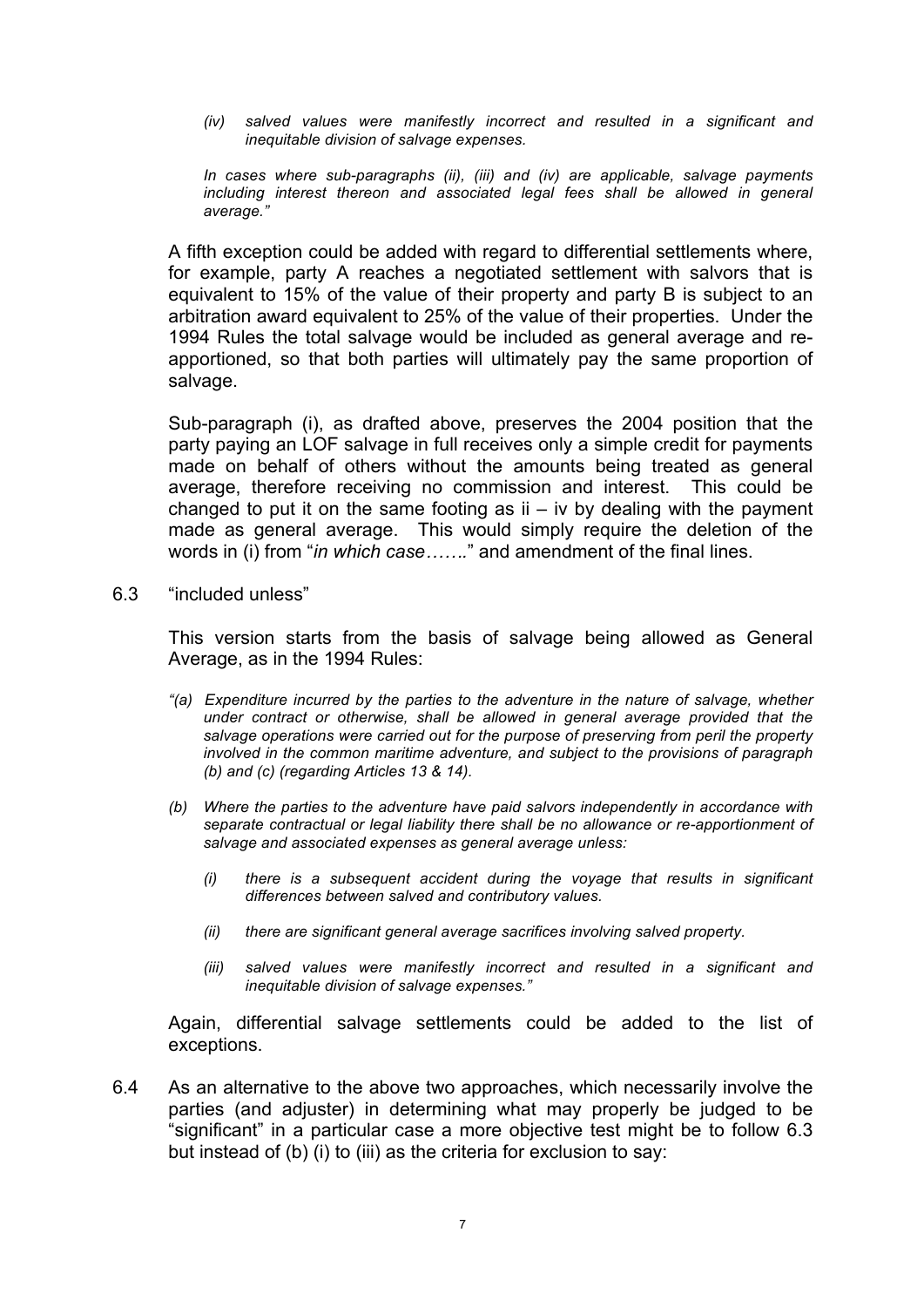*(iv) salved values were manifestly incorrect and resulted in a significant and inequitable division of salvage expenses.*

*In cases where sub-paragraphs (ii), (iii) and (iv) are applicable, salvage payments including interest thereon and associated legal fees shall be allowed in general average."*

A fifth exception could be added with regard to differential settlements where, for example, party A reaches a negotiated settlement with salvors that is equivalent to 15% of the value of their property and party B is subject to an arbitration award equivalent to 25% of the value of their properties. Under the 1994 Rules the total salvage would be included as general average and re-apportioned, so that both parties will ultimately pay the same proportion of salvage.

Sub-paragraph (i), as drafted above, preserves the 2004 position that the party paying an LOF salvage in full receives only a simple credit for payments made on behalf of others without the amounts being treated as general average, therefore receiving no commission and interest. This could be changed to put it on the same footing as ii – iv by dealing with the payment made as general average. This would simply require the deletion of the words in (i) from "*in which case…….*" and amendment of the final lines.

6.3 "included unless"

This version starts from the basis of salvage being allowed as General Average, as in the 1994 Rules:

*"(a) Expenditure incurred by the parties to the adventure in the nature of salvage, whether under contract or otherwise, shall be allowed in general average provided that the salvage operations were carried out for the purpose of preserving from peril the property involved in the common maritime adventure, and subject to the provisions of paragraph (b) and (c) (regarding Articles 13 & 14).*

*(b) Where the parties to the adventure have paid salvors independently in accordance with separate contractual or legal liability there shall be no allowance or re-apportionment of salvage and associated expenses as general average unless:*

*(i) there is a subsequent accident during the voyage that results in significant differences between salved and contributory values.*

*(ii) there are significant general average sacrifices involving salved property.*

*(iii) salved values were manifestly incorrect and resulted in a significant and inequitable division of salvage expenses."*

Again, differential salvage settlements could be added to the list of exceptions.

6.4 As an alternative to the above two approaches, which necessarily involve the parties (and adjuster) in determining what may properly be judged to be "significant" in a particular case a more objective test might be to follow 6.3 but instead of (b) (i) to (iii) as the criteria for exclusion to say: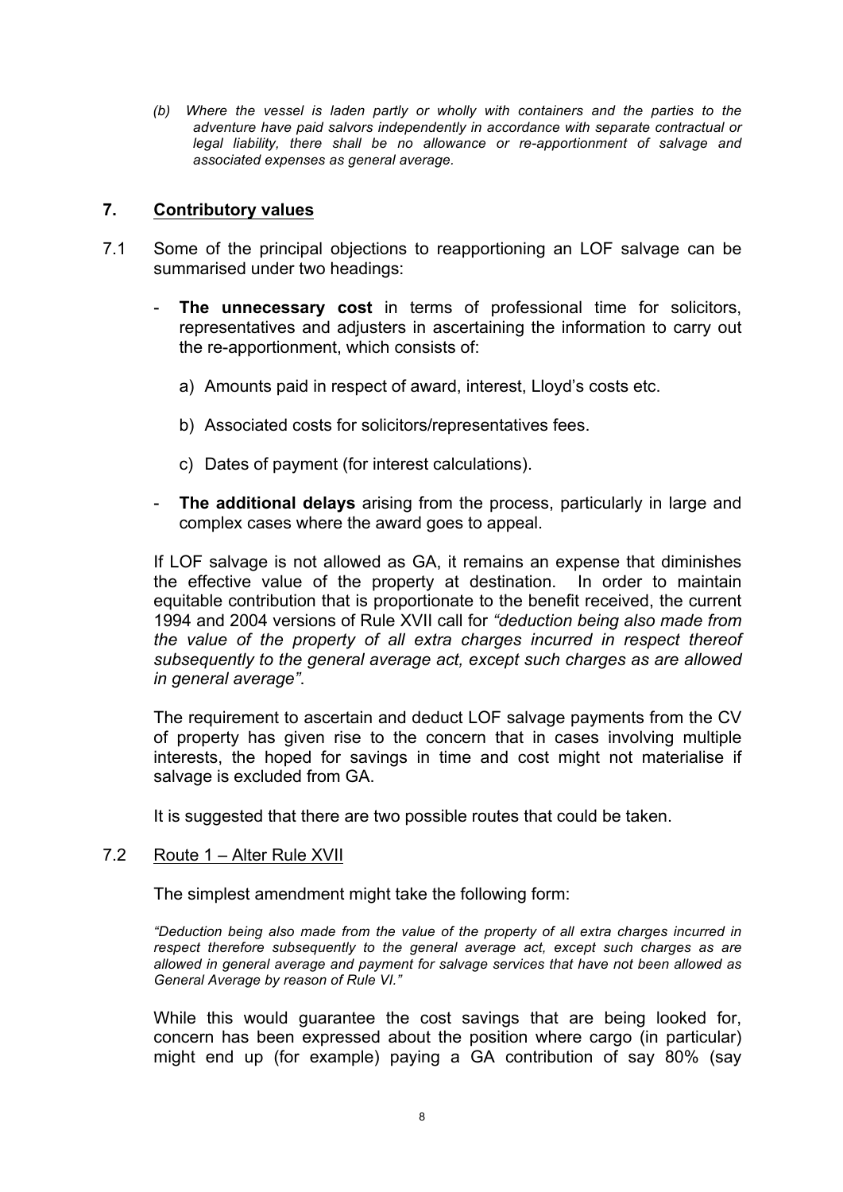*(b) Where the vessel is laden partly or wholly with containers and the parties to the adventure have paid salvors independently in accordance with separate contractual or legal liability, there shall be no allowance or re-apportionment of salvage and associated expenses as general average.*

## 7. Contributory values

7.1 Some of the principal objections to reapportioning an LOF salvage can be summarised under two headings:

- **The unnecessary cost** in terms of professional time for solicitors, representatives and adjusters in ascertaining the information to carry out the re-apportionment, which consists of:

    a) Amounts paid in respect of award, interest, Lloyd's costs etc.

    b) Associated costs for solicitors/representatives fees.

    c) Dates of payment (for interest calculations).

- **The additional delays** arising from the process, particularly in large and complex cases where the award goes to appeal.

If LOF salvage is not allowed as GA, it remains an expense that diminishes the effective value of the property at destination. In order to maintain equitable contribution that is proportionate to the benefit received, the current 1994 and 2004 versions of Rule XVII call for *"deduction being also made from the value of the property of all extra charges incurred in respect thereof subsequently to the general average act, except such charges as are allowed in general average"*.

The requirement to ascertain and deduct LOF salvage payments from the CV of property has given rise to the concern that in cases involving multiple interests, the hoped for savings in time and cost might not materialise if salvage is excluded from GA.

It is suggested that there are two possible routes that could be taken.

7.2 Route 1 – Alter Rule XVII

The simplest amendment might take the following form:

*"Deduction being also made from the value of the property of all extra charges incurred in respect therefore subsequently to the general average act, except such charges as are allowed in general average and payment for salvage services that have not been allowed as General Average by reason of Rule VI."*

While this would guarantee the cost savings that are being looked for, concern has been expressed about the position where cargo (in particular) might end up (for example) paying a GA contribution of say 80% (say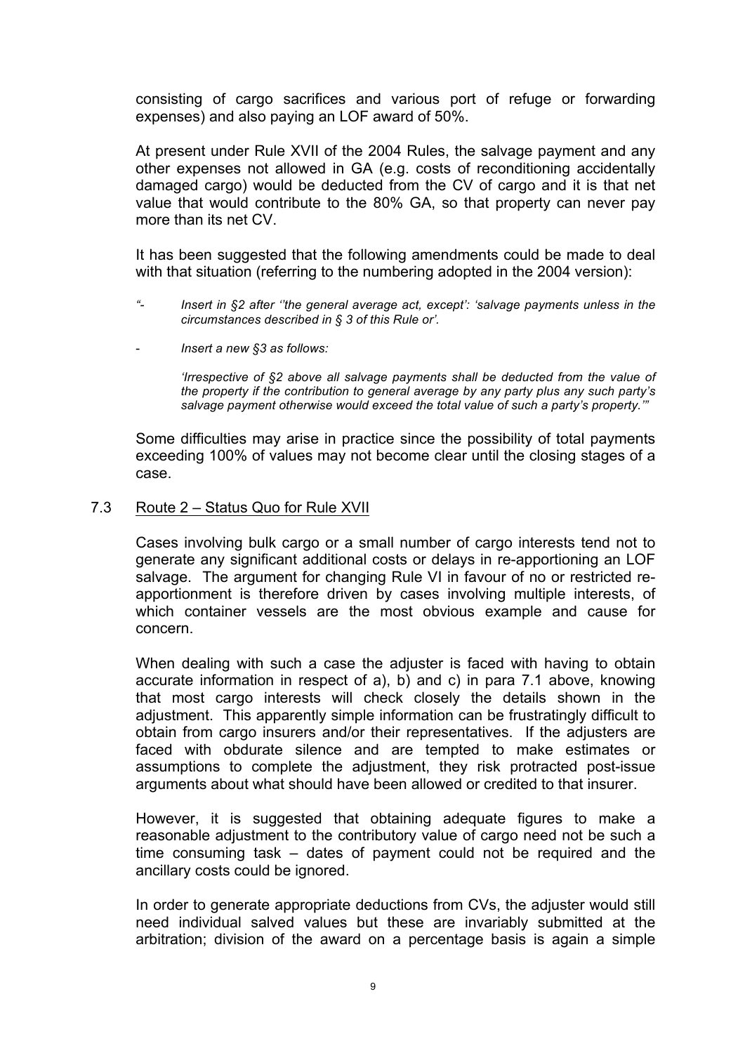consisting of cargo sacrifices and various port of refuge or forwarding expenses) and also paying an LOF award of 50%.

At present under Rule XVII of the 2004 Rules, the salvage payment and any other expenses not allowed in GA (e.g. costs of reconditioning accidentally damaged cargo) would be deducted from the CV of cargo and it is that net value that would contribute to the 80% GA, so that property can never pay more than its net CV.

It has been suggested that the following amendments could be made to deal with that situation (referring to the numbering adopted in the 2004 version):

> *"- Insert in §2 after ''the general average act, except': 'salvage payments unless in the circumstances described in § 3 of this Rule or'.*
>
> *- Insert a new §3 as follows:*
>
> *'Irrespective of §2 above all salvage payments shall be deducted from the value of the property if the contribution to general average by any party plus any such party's salvage payment otherwise would exceed the total value of such a party's property.'"*

Some difficulties may arise in practice since the possibility of total payments exceeding 100% of values may not become clear until the closing stages of a case.

### 7.3 Route 2 – Status Quo for Rule XVII

Cases involving bulk cargo or a small number of cargo interests tend not to generate any significant additional costs or delays in re-apportioning an LOF salvage. The argument for changing Rule VI in favour of no or restricted re-apportionment is therefore driven by cases involving multiple interests, of which container vessels are the most obvious example and cause for concern.

When dealing with such a case the adjuster is faced with having to obtain accurate information in respect of a), b) and c) in para 7.1 above, knowing that most cargo interests will check closely the details shown in the adjustment. This apparently simple information can be frustratingly difficult to obtain from cargo insurers and/or their representatives. If the adjusters are faced with obdurate silence and are tempted to make estimates or assumptions to complete the adjustment, they risk protracted post-issue arguments about what should have been allowed or credited to that insurer.

However, it is suggested that obtaining adequate figures to make a reasonable adjustment to the contributory value of cargo need not be such a time consuming task – dates of payment could not be required and the ancillary costs could be ignored.

In order to generate appropriate deductions from CVs, the adjuster would still need individual salved values but these are invariably submitted at the arbitration; division of the award on a percentage basis is again a simple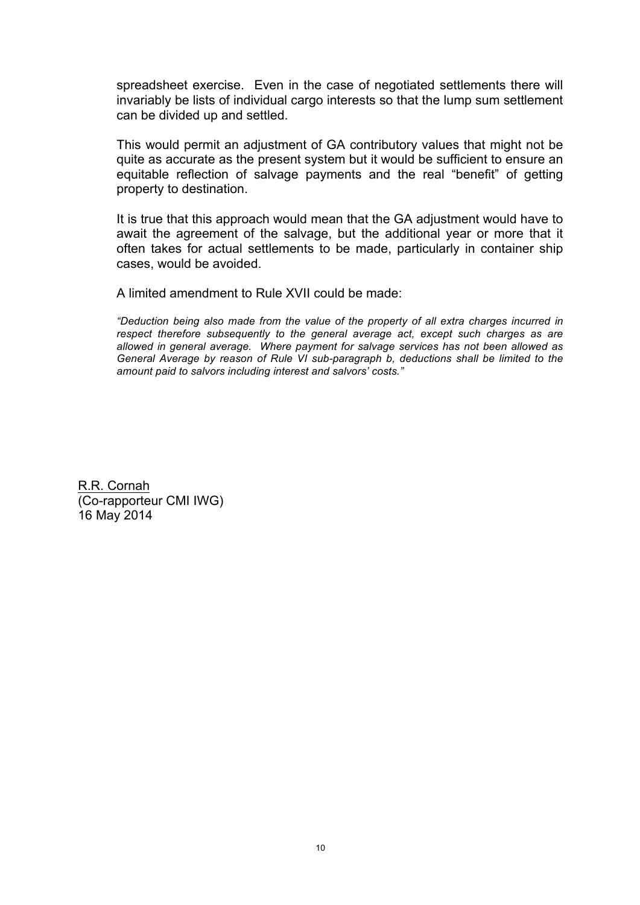spreadsheet exercise. Even in the case of negotiated settlements there will invariably be lists of individual cargo interests so that the lump sum settlement can be divided up and settled.

This would permit an adjustment of GA contributory values that might not be quite as accurate as the present system but it would be sufficient to ensure an equitable reflection of salvage payments and the real "benefit" of getting property to destination.

It is true that this approach would mean that the GA adjustment would have to await the agreement of the salvage, but the additional year or more that it often takes for actual settlements to be made, particularly in container ship cases, would be avoided.

A limited amendment to Rule XVII could be made:

*"Deduction being also made from the value of the property of all extra charges incurred in respect therefore subsequently to the general average act, except such charges as are allowed in general average. Where payment for salvage services has not been allowed as General Average by reason of Rule VI sub-paragraph b, deductions shall be limited to the amount paid to salvors including interest and salvors' costs."*

R.R. Cornah
(Co-rapporteur CMI IWG)
16 May 2014